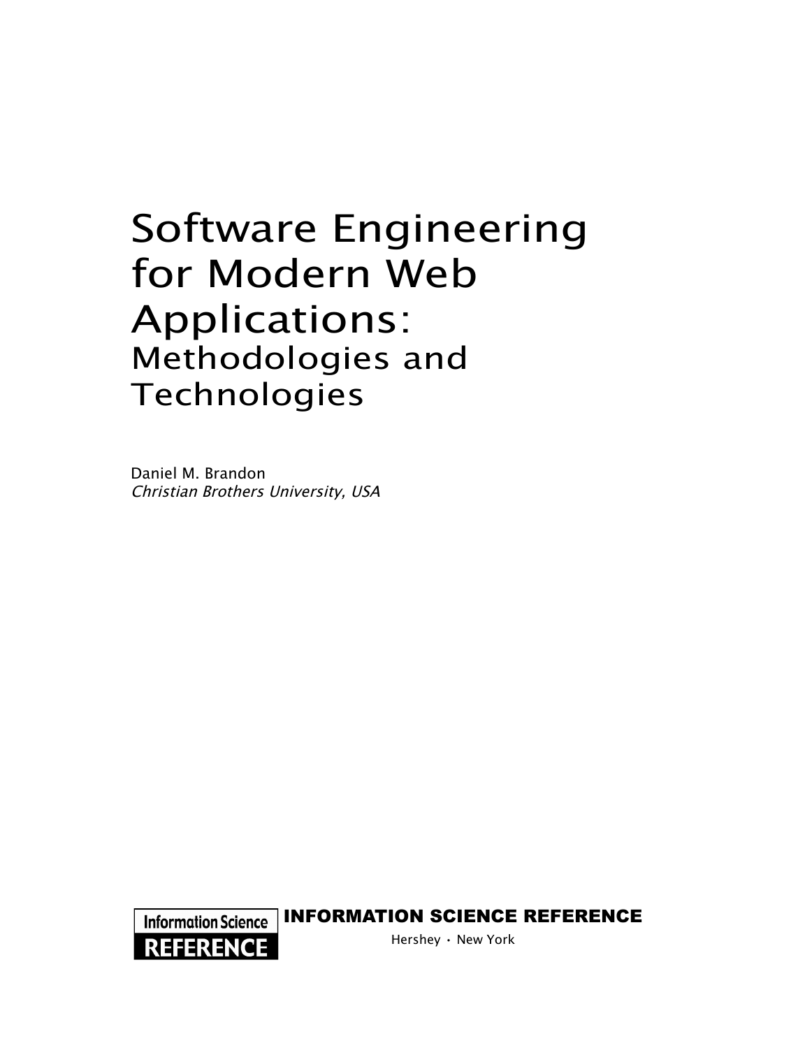# Software Engineering for Modern Web Applications:

## Methodologies and Technologies

Daniel M. Brandon
*Christian Brothers University, USA*

Information Science REFERENCE

INFORMATION SCIENCE REFERENCE

Hershey • New York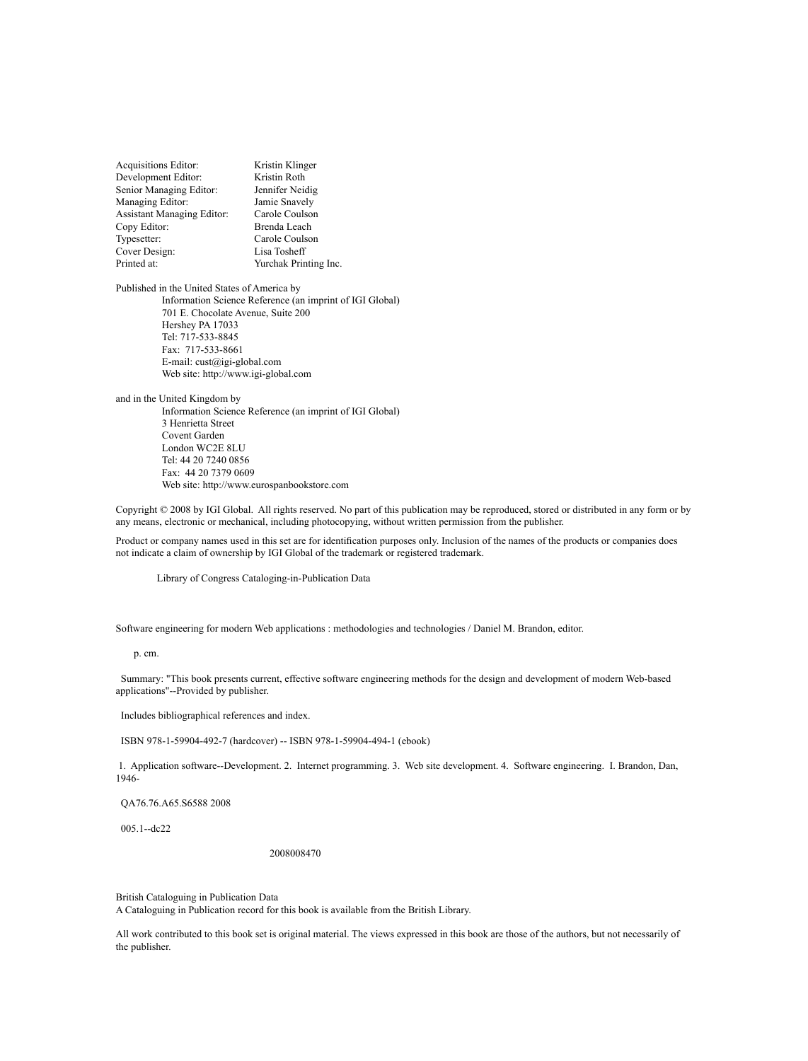Acquisitions Editor: Kristin Klinger
Development Editor: Kristin Roth
Senior Managing Editor: Jennifer Neidig
Managing Editor: Jamie Snavely
Assistant Managing Editor: Carole Coulson
Copy Editor: Brenda Leach
Typesetter: Carole Coulson
Cover Design: Lisa Tosheff
Printed at: Yurchak Printing Inc.

Published in the United States of America by
Information Science Reference (an imprint of IGI Global)
701 E. Chocolate Avenue, Suite 200
Hershey PA 17033
Tel: 717-533-8845
Fax: 717-533-8661
E-mail: cust@igi-global.com
Web site: http://www.igi-global.com

and in the United Kingdom by
Information Science Reference (an imprint of IGI Global)
3 Henrietta Street
Covent Garden
London WC2E 8LU
Tel: 44 20 7240 0856
Fax: 44 20 7379 0609
Web site: http://www.eurospanbookstore.com

Copyright © 2008 by IGI Global. All rights reserved. No part of this publication may be reproduced, stored or distributed in any form or by any means, electronic or mechanical, including photocopying, without written permission from the publisher.

Product or company names used in this set are for identification purposes only. Inclusion of the names of the products or companies does not indicate a claim of ownership by IGI Global of the trademark or registered trademark.

Library of Congress Cataloging-in-Publication Data

Software engineering for modern Web applications : methodologies and technologies / Daniel M. Brandon, editor.

p. cm.

Summary: "This book presents current, effective software engineering methods for the design and development of modern Web-based applications"--Provided by publisher.

Includes bibliographical references and index.

ISBN 978-1-59904-492-7 (hardcover) -- ISBN 978-1-59904-494-1 (ebook)

1. Application software--Development. 2. Internet programming. 3. Web site development. 4. Software engineering. I. Brandon, Dan, 1946-

QA76.76.A65.S6588 2008

005.1--dc22

2008008470

British Cataloguing in Publication Data
A Cataloguing in Publication record for this book is available from the British Library.

All work contributed to this book set is original material. The views expressed in this book are those of the authors, but not necessarily of the publisher.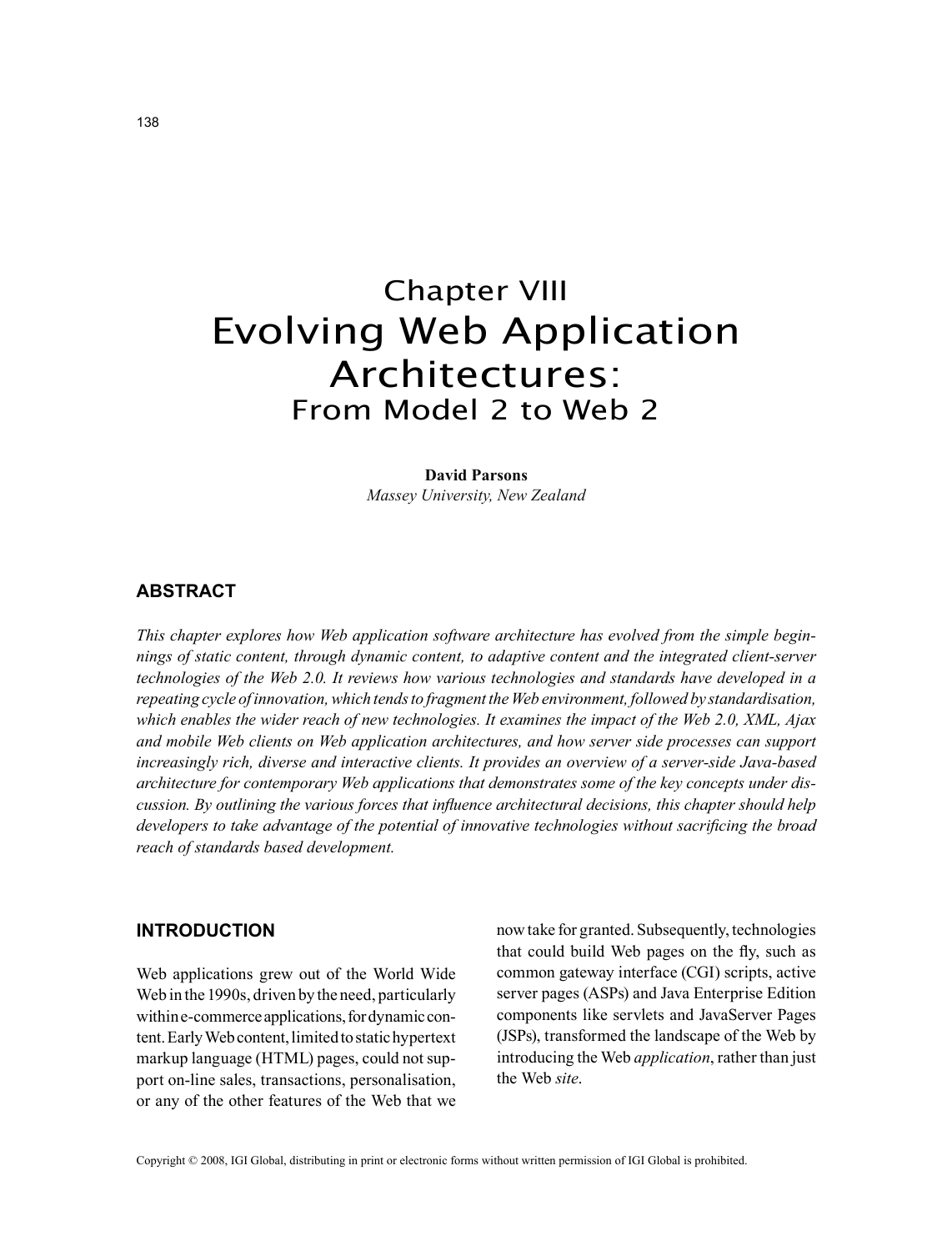# Chapter VIII
# Evolving Web Application Architectures:
## From Model 2 to Web 2

**David Parsons**
*Massey University, New Zealand*

## ABSTRACT

*This chapter explores how Web application software architecture has evolved from the simple beginnings of static content, through dynamic content, to adaptive content and the integrated client-server technologies of the Web 2.0. It reviews how various technologies and standards have developed in a repeating cycle of innovation, which tends to fragment the Web environment, followed by standardisation, which enables the wider reach of new technologies. It examines the impact of the Web 2.0, XML, Ajax and mobile Web clients on Web application architectures, and how server side processes can support increasingly rich, diverse and interactive clients. It provides an overview of a server-side Java-based architecture for contemporary Web applications that demonstrates some of the key concepts under discussion. By outlining the various forces that influence architectural decisions, this chapter should help developers to take advantage of the potential of innovative technologies without sacrificing the broad reach of standards based development.*

## INTRODUCTION

Web applications grew out of the World Wide Web in the 1990s, driven by the need, particularly within e-commerce applications, for dynamic content. Early Web content, limited to static hypertext markup language (HTML) pages, could not support on-line sales, transactions, personalisation, or any of the other features of the Web that we now take for granted. Subsequently, technologies that could build Web pages on the fly, such as common gateway interface (CGI) scripts, active server pages (ASPs) and Java Enterprise Edition components like servlets and JavaServer Pages (JSPs), transformed the landscape of the Web by introducing the Web *application*, rather than just the Web *site*.

Copyright © 2008, IGI Global, distributing in print or electronic forms without written permission of IGI Global is prohibited.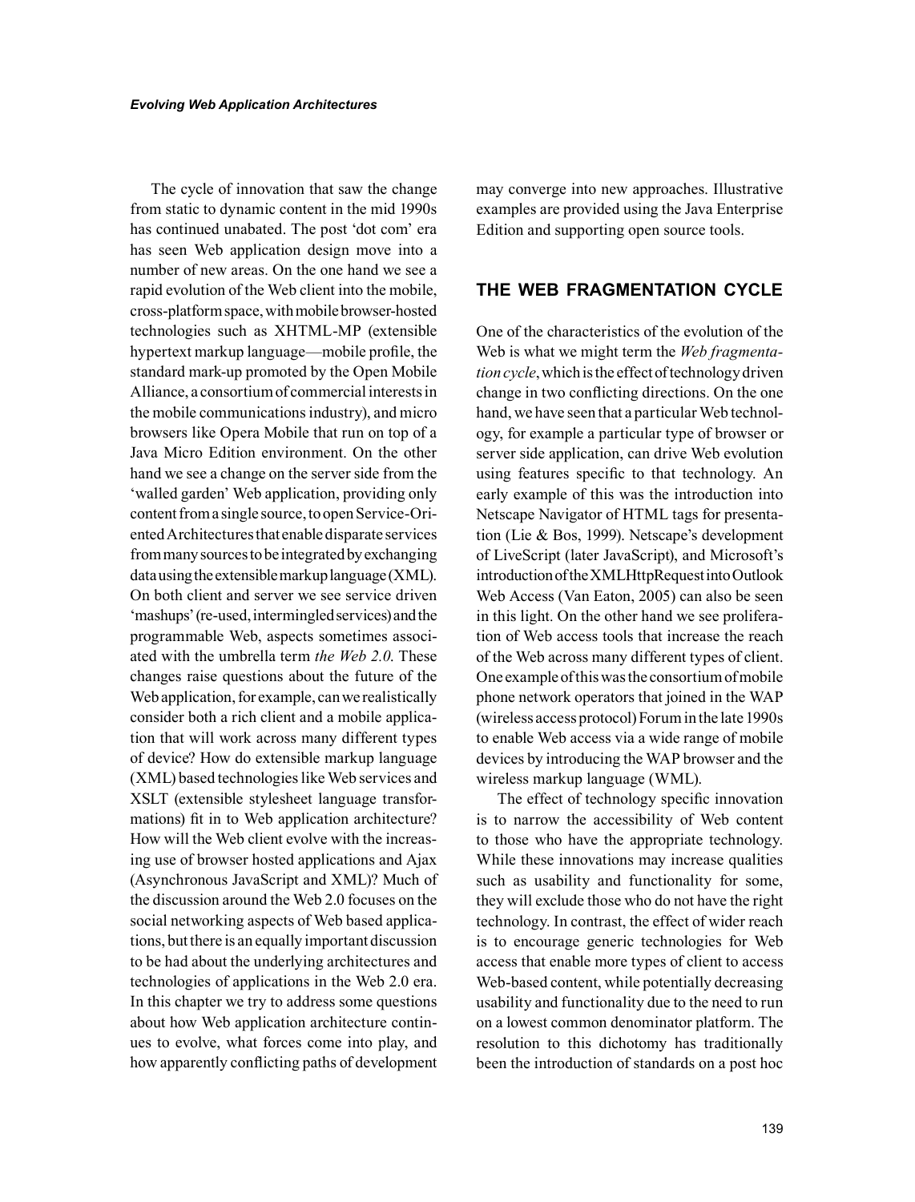The cycle of innovation that saw the change from static to dynamic content in the mid 1990s has continued unabated. The post 'dot com' era has seen Web application design move into a number of new areas. On the one hand we see a rapid evolution of the Web client into the mobile, cross-platform space, with mobile browser-hosted technologies such as XHTML-MP (extensible hypertext markup language—mobile profile, the standard mark-up promoted by the Open Mobile Alliance, a consortium of commercial interests in the mobile communications industry), and micro browsers like Opera Mobile that run on top of a Java Micro Edition environment. On the other hand we see a change on the server side from the 'walled garden' Web application, providing only content from a single source, to open Service-Oriented Architectures that enable disparate services from many sources to be integrated by exchanging data using the extensible markup language (XML). On both client and server we see service driven 'mashups' (re-used, intermingled services) and the programmable Web, aspects sometimes associated with the umbrella term *the Web 2.0*. These changes raise questions about the future of the Web application, for example, can we realistically consider both a rich client and a mobile application that will work across many different types of device? How do extensible markup language (XML) based technologies like Web services and XSLT (extensible stylesheet language transformations) fit in to Web application architecture? How will the Web client evolve with the increasing use of browser hosted applications and Ajax (Asynchronous JavaScript and XML)? Much of the discussion around the Web 2.0 focuses on the social networking aspects of Web based applications, but there is an equally important discussion to be had about the underlying architectures and technologies of applications in the Web 2.0 era. In this chapter we try to address some questions about how Web application architecture continues to evolve, what forces come into play, and how apparently conflicting paths of development may converge into new approaches. Illustrative examples are provided using the Java Enterprise Edition and supporting open source tools.

## THE WEB FRAGMENTATION CYCLE

One of the characteristics of the evolution of the Web is what we might term the *Web fragmentation cycle*, which is the effect of technology driven change in two conflicting directions. On the one hand, we have seen that a particular Web technology, for example a particular type of browser or server side application, can drive Web evolution using features specific to that technology. An early example of this was the introduction into Netscape Navigator of HTML tags for presentation (Lie & Bos, 1999). Netscape's development of LiveScript (later JavaScript), and Microsoft's introduction of the XMLHttpRequest into Outlook Web Access (Van Eaton, 2005) can also be seen in this light. On the other hand we see proliferation of Web access tools that increase the reach of the Web across many different types of client. One example of this was the consortium of mobile phone network operators that joined in the WAP (wireless access protocol) Forum in the late 1990s to enable Web access via a wide range of mobile devices by introducing the WAP browser and the wireless markup language (WML).

The effect of technology specific innovation is to narrow the accessibility of Web content to those who have the appropriate technology. While these innovations may increase qualities such as usability and functionality for some, they will exclude those who do not have the right technology. In contrast, the effect of wider reach is to encourage generic technologies for Web access that enable more types of client to access Web-based content, while potentially decreasing usability and functionality due to the need to run on a lowest common denominator platform. The resolution to this dichotomy has traditionally been the introduction of standards on a post hoc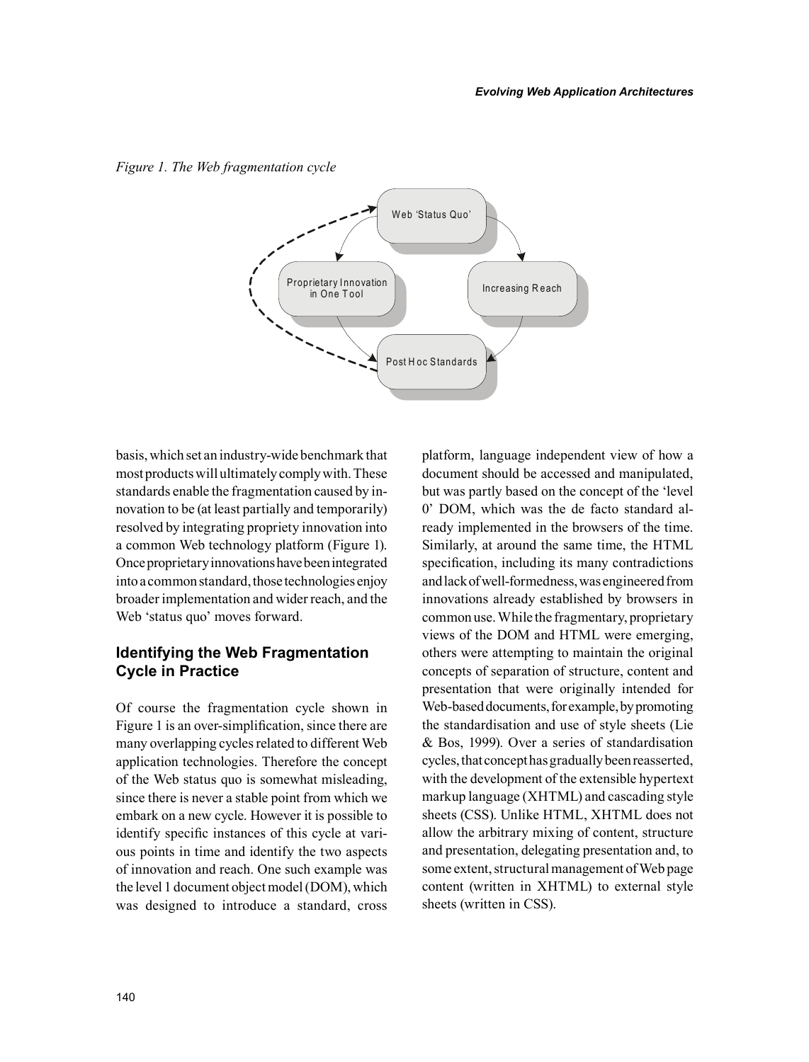*Figure 1. The Web fragmentation cycle*

basis, which set an industry-wide benchmark that most products will ultimately comply with. These standards enable the fragmentation caused by innovation to be (at least partially and temporarily) resolved by integrating propriety innovation into a common Web technology platform (Figure 1). Once proprietary innovations have been integrated into a common standard, those technologies enjoy broader implementation and wider reach, and the Web 'status quo' moves forward.

## Identifying the Web Fragmentation Cycle in Practice

Of course the fragmentation cycle shown in Figure 1 is an over-simplification, since there are many overlapping cycles related to different Web application technologies. Therefore the concept of the Web status quo is somewhat misleading, since there is never a stable point from which we embark on a new cycle. However it is possible to identify specific instances of this cycle at various points in time and identify the two aspects of innovation and reach. One such example was the level 1 document object model (DOM), which was designed to introduce a standard, cross platform, language independent view of how a document should be accessed and manipulated, but was partly based on the concept of the 'level 0' DOM, which was the de facto standard already implemented in the browsers of the time. Similarly, at around the same time, the HTML specification, including its many contradictions and lack of well-formedness, was engineered from innovations already established by browsers in common use. While the fragmentary, proprietary views of the DOM and HTML were emerging, others were attempting to maintain the original concepts of separation of structure, content and presentation that were originally intended for Web-based documents, for example, by promoting the standardisation and use of style sheets (Lie & Bos, 1999). Over a series of standardisation cycles, that concept has gradually been reasserted, with the development of the extensible hypertext markup language (XHTML) and cascading style sheets (CSS). Unlike HTML, XHTML does not allow the arbitrary mixing of content, structure and presentation, delegating presentation and, to some extent, structural management of Web page content (written in XHTML) to external style sheets (written in CSS).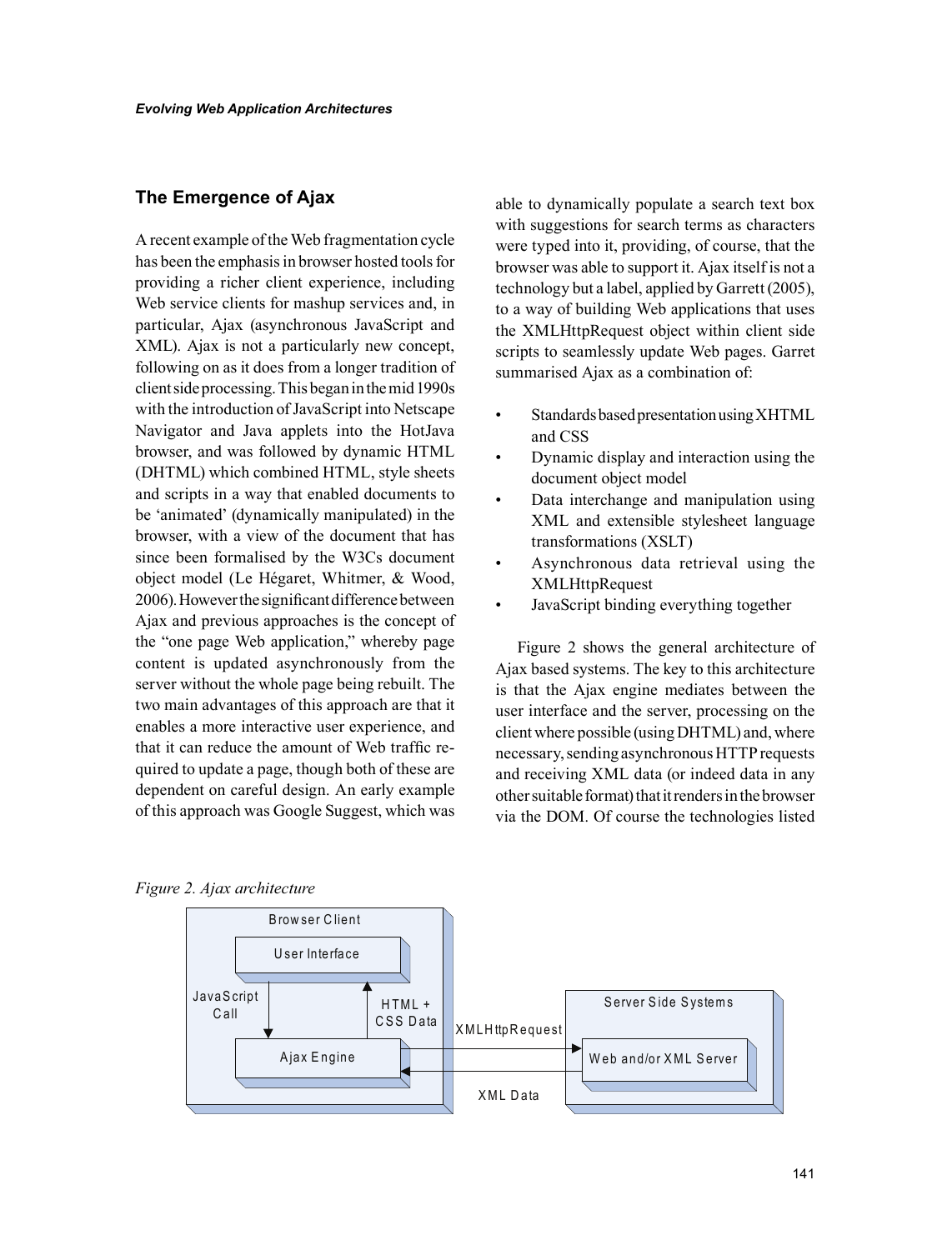## The Emergence of Ajax

A recent example of the Web fragmentation cycle has been the emphasis in browser hosted tools for providing a richer client experience, including Web service clients for mashup services and, in particular, Ajax (asynchronous JavaScript and XML). Ajax is not a particularly new concept, following on as it does from a longer tradition of client side processing. This began in the mid 1990s with the introduction of JavaScript into Netscape Navigator and Java applets into the HotJava browser, and was followed by dynamic HTML (DHTML) which combined HTML, style sheets and scripts in a way that enabled documents to be 'animated' (dynamically manipulated) in the browser, with a view of the document that has since been formalised by the W3Cs document object model (Le Hégaret, Whitmer, & Wood, 2006). However the significant difference between Ajax and previous approaches is the concept of the "one page Web application," whereby page content is updated asynchronously from the server without the whole page being rebuilt. The two main advantages of this approach are that it enables a more interactive user experience, and that it can reduce the amount of Web traffic required to update a page, though both of these are dependent on careful design. An early example of this approach was Google Suggest, which was able to dynamically populate a search text box with suggestions for search terms as characters were typed into it, providing, of course, that the browser was able to support it. Ajax itself is not a technology but a label, applied by Garrett (2005), to a way of building Web applications that uses the XMLHttpRequest object within client side scripts to seamlessly update Web pages. Garret summarised Ajax as a combination of:

- Standards based presentation using XHTML and CSS
- Dynamic display and interaction using the document object model
- Data interchange and manipulation using XML and extensible stylesheet language transformations (XSLT)
- Asynchronous data retrieval using the XMLHttpRequest
- JavaScript binding everything together

Figure 2 shows the general architecture of Ajax based systems. The key to this architecture is that the Ajax engine mediates between the user interface and the server, processing on the client where possible (using DHTML) and, where necessary, sending asynchronous HTTP requests and receiving XML data (or indeed data in any other suitable format) that it renders in the browser via the DOM. Of course the technologies listed

*Figure 2. Ajax architecture*

Browser Client
User Interface
JavaScript Call
HTML + CSS Data
Ajax Engine
XMLHttpRequest
XML Data
Server Side Systems
Web and/or XML Server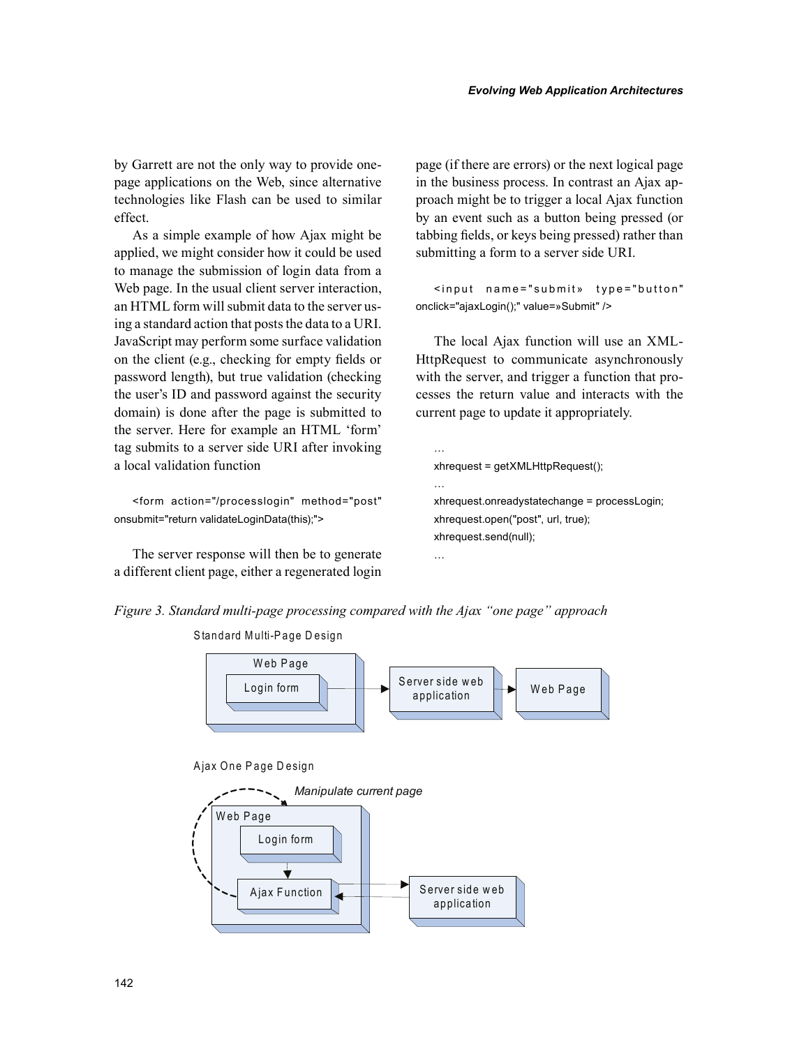by Garrett are not the only way to provide one-page applications on the Web, since alternative technologies like Flash can be used to similar effect.

As a simple example of how Ajax might be applied, we might consider how it could be used to manage the submission of login data from a Web page. In the usual client server interaction, an HTML form will submit data to the server using a standard action that posts the data to a URI. JavaScript may perform some surface validation on the client (e.g., checking for empty fields or password length), but true validation (checking the user's ID and password against the security domain) is done after the page is submitted to the server. Here for example an HTML 'form' tag submits to a server side URI after invoking a local validation function

```
<form action="/processlogin" method="post" onsubmit="return validateLoginData(this);">
```

The server response will then be to generate a different client page, either a regenerated login page (if there are errors) or the next logical page in the business process. In contrast an Ajax approach might be to trigger a local Ajax function by an event such as a button being pressed (or tabbing fields, or keys being pressed) rather than submitting a form to a server side URI.

```
<input name="submit» type="button" onclick="ajaxLogin();" value=»Submit" />
```

The local Ajax function will use an XMLHttpRequest to communicate asynchronously with the server, and trigger a function that processes the return value and interacts with the current page to update it appropriately.

```
…
xhrequest = getXMLHttpRequest();
…
xhrequest.onreadystatechange = processLogin;
xhrequest.open("post", url, true);
xhrequest.send(null);
…
```

*Figure 3. Standard multi-page processing compared with the Ajax "one page" approach*

Standard Multi-Page Design

Web Page
Login form
Server side web application
Web Page

Ajax One Page Design

Manipulate current page
Web Page
Login form
Ajax Function
Server side web application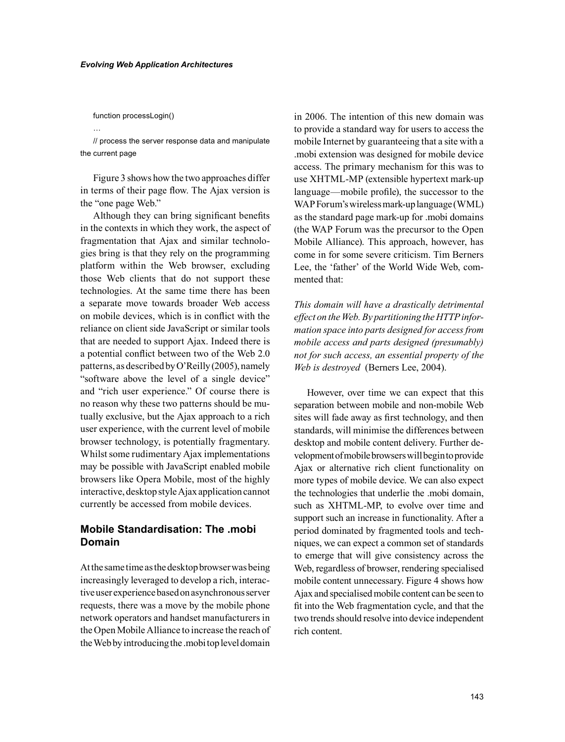```
function processLogin()
…
// process the server response data and manipulate the current page
```

Figure 3 shows how the two approaches differ in terms of their page flow. The Ajax version is the "one page Web."

Although they can bring significant benefits in the contexts in which they work, the aspect of fragmentation that Ajax and similar technologies bring is that they rely on the programming platform within the Web browser, excluding those Web clients that do not support these technologies. At the same time there has been a separate move towards broader Web access on mobile devices, which is in conflict with the reliance on client side JavaScript or similar tools that are needed to support Ajax. Indeed there is a potential conflict between two of the Web 2.0 patterns, as described by O'Reilly (2005), namely "software above the level of a single device" and "rich user experience." Of course there is no reason why these two patterns should be mutually exclusive, but the Ajax approach to a rich user experience, with the current level of mobile browser technology, is potentially fragmentary. Whilst some rudimentary Ajax implementations may be possible with JavaScript enabled mobile browsers like Opera Mobile, most of the highly interactive, desktop style Ajax application cannot currently be accessed from mobile devices.

## Mobile Standardisation: The .mobi Domain

At the same time as the desktop browser was being increasingly leveraged to develop a rich, interactive user experience based on asynchronous server requests, there was a move by the mobile phone network operators and handset manufacturers in the Open Mobile Alliance to increase the reach of the Web by introducing the .mobi top level domain in 2006. The intention of this new domain was to provide a standard way for users to access the mobile Internet by guaranteeing that a site with a .mobi extension was designed for mobile device access. The primary mechanism for this was to use XHTML-MP (extensible hypertext mark-up language—mobile profile), the successor to the WAP Forum's wireless mark-up language (WML) as the standard page mark-up for .mobi domains (the WAP Forum was the precursor to the Open Mobile Alliance). This approach, however, has come in for some severe criticism. Tim Berners Lee, the 'father' of the World Wide Web, commented that:

*This domain will have a drastically detrimental effect on the Web. By partitioning the HTTP information space into parts designed for access from mobile access and parts designed (presumably) not for such access, an essential property of the Web is destroyed* (Berners Lee, 2004).

However, over time we can expect that this separation between mobile and non-mobile Web sites will fade away as first technology, and then standards, will minimise the differences between desktop and mobile content delivery. Further development of mobile browsers will begin to provide Ajax or alternative rich client functionality on more types of mobile device. We can also expect the technologies that underlie the .mobi domain, such as XHTML-MP, to evolve over time and support such an increase in functionality. After a period dominated by fragmented tools and techniques, we can expect a common set of standards to emerge that will give consistency across the Web, regardless of browser, rendering specialised mobile content unnecessary. Figure 4 shows how Ajax and specialised mobile content can be seen to fit into the Web fragmentation cycle, and that the two trends should resolve into device independent rich content.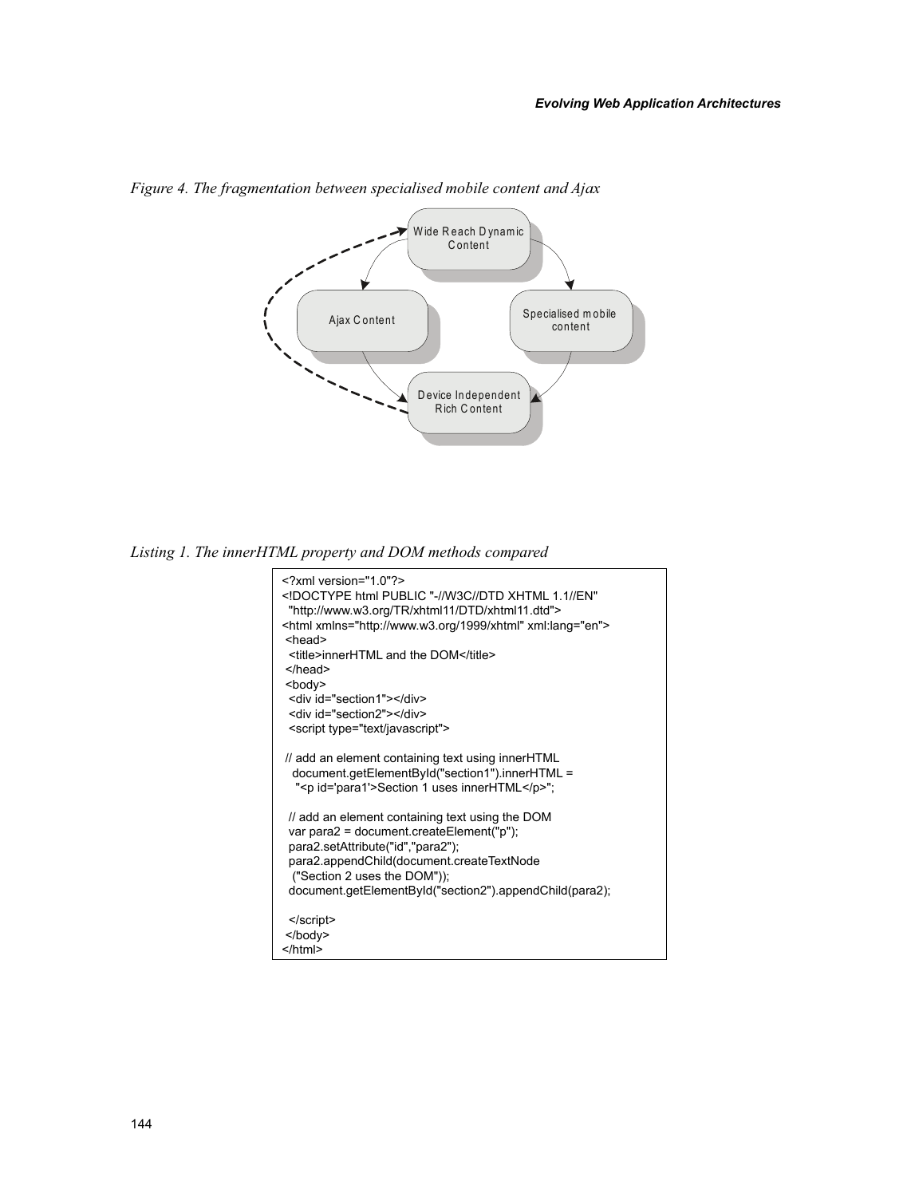*Figure 4. The fragmentation between specialised mobile content and Ajax*

Wide Reach Dynamic Content

Ajax Content

Specialised mobile content

Device Independent Rich Content

*Listing 1. The innerHTML property and DOM methods compared*

```
<?xml version="1.0"?>
<!DOCTYPE html PUBLIC "-//W3C//DTD XHTML 1.1//EN"
  "http://www.w3.org/TR/xhtml11/DTD/xhtml11.dtd">
<html xmlns="http://www.w3.org/1999/xhtml" xml:lang="en">
 <head>
  <title>innerHTML and the DOM</title>
 </head>
 <body>
  <div id="section1"></div>
  <div id="section2"></div>
  <script type="text/javascript">

 // add an element containing text using innerHTML
   document.getElementById("section1").innerHTML =
    "<p id='para1'>Section 1 uses innerHTML</p>";

  // add an element containing text using the DOM
  var para2 = document.createElement("p");
  para2.setAttribute("id","para2");
  para2.appendChild(document.createTextNode
   ("Section 2 uses the DOM"));
  document.getElementById("section2").appendChild(para2);

  </script>
 </body>
</html>
```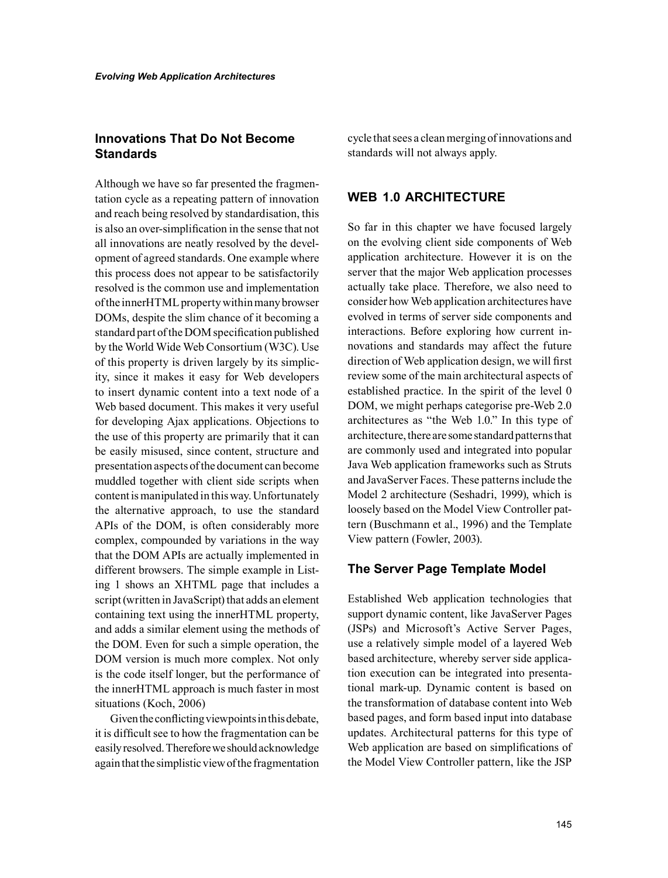### Innovations That Do Not Become Standards

Although we have so far presented the fragmentation cycle as a repeating pattern of innovation and reach being resolved by standardisation, this is also an over-simplification in the sense that not all innovations are neatly resolved by the development of agreed standards. One example where this process does not appear to be satisfactorily resolved is the common use and implementation of the innerHTML property within many browser DOMs, despite the slim chance of it becoming a standard part of the DOM specification published by the World Wide Web Consortium (W3C). Use of this property is driven largely by its simplicity, since it makes it easy for Web developers to insert dynamic content into a text node of a Web based document. This makes it very useful for developing Ajax applications. Objections to the use of this property are primarily that it can be easily misused, since content, structure and presentation aspects of the document can become muddled together with client side scripts when content is manipulated in this way. Unfortunately the alternative approach, to use the standard APIs of the DOM, is often considerably more complex, compounded by variations in the way that the DOM APIs are actually implemented in different browsers. The simple example in Listing 1 shows an XHTML page that includes a script (written in JavaScript) that adds an element containing text using the innerHTML property, and adds a similar element using the methods of the DOM. Even for such a simple operation, the DOM version is much more complex. Not only is the code itself longer, but the performance of the innerHTML approach is much faster in most situations (Koch, 2006)

Given the conflicting viewpoints in this debate, it is difficult see to how the fragmentation can be easily resolved. Therefore we should acknowledge again that the simplistic view of the fragmentation cycle that sees a clean merging of innovations and standards will not always apply.

## WEB 1.0 ARCHITECTURE

So far in this chapter we have focused largely on the evolving client side components of Web application architecture. However it is on the server that the major Web application processes actually take place. Therefore, we also need to consider how Web application architectures have evolved in terms of server side components and interactions. Before exploring how current innovations and standards may affect the future direction of Web application design, we will first review some of the main architectural aspects of established practice. In the spirit of the level 0 DOM, we might perhaps categorise pre-Web 2.0 architectures as "the Web 1.0." In this type of architecture, there are some standard patterns that are commonly used and integrated into popular Java Web application frameworks such as Struts and JavaServer Faces. These patterns include the Model 2 architecture (Seshadri, 1999), which is loosely based on the Model View Controller pattern (Buschmann et al., 1996) and the Template View pattern (Fowler, 2003).

### The Server Page Template Model

Established Web application technologies that support dynamic content, like JavaServer Pages (JSPs) and Microsoft's Active Server Pages, use a relatively simple model of a layered Web based architecture, whereby server side application execution can be integrated into presentational mark-up. Dynamic content is based on the transformation of database content into Web based pages, and form based input into database updates. Architectural patterns for this type of Web application are based on simplifications of the Model View Controller pattern, like the JSP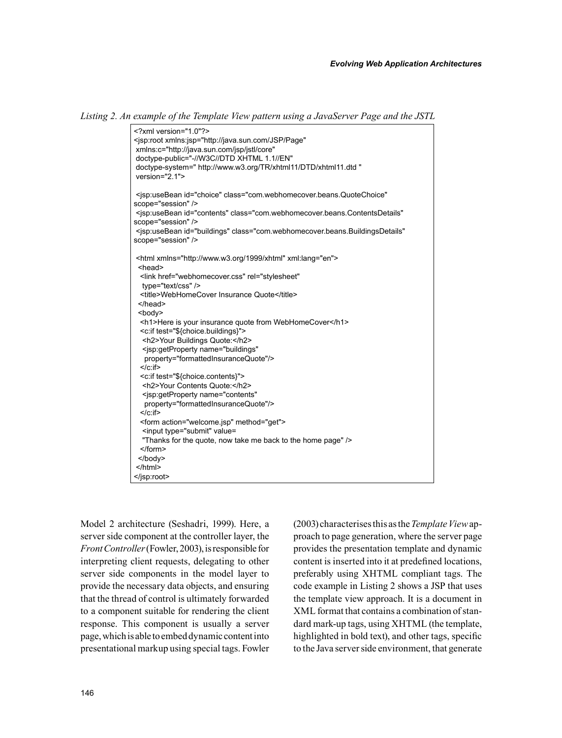*Listing 2. An example of the Template View pattern using a JavaServer Page and the JSTL*

```
<?xml version="1.0"?>
<jsp:root xmlns:jsp="http://java.sun.com/JSP/Page"
 xmlns:c="http://java.sun.com/jsp/jstl/core"
 doctype-public="-//W3C//DTD XHTML 1.1//EN"
 doctype-system=" http://www.w3.org/TR/xhtml11/DTD/xhtml11.dtd "
 version="2.1">

 <jsp:useBean id="choice" class="com.webhomecover.beans.QuoteChoice"
scope="session" />
 <jsp:useBean id="contents" class="com.webhomecover.beans.ContentsDetails"
scope="session" />
 <jsp:useBean id="buildings" class="com.webhomecover.beans.BuildingsDetails"
scope="session" />

 <html xmlns="http://www.w3.org/1999/xhtml" xml:lang="en">
  <head>
   <link href="webhomecover.css" rel="stylesheet"
    type="text/css" />
   <title>WebHomeCover Insurance Quote</title>
  </head>
  <body>
   <h1>Here is your insurance quote from WebHomeCover</h1>
   <c:if test="${choice.buildings}">
    <h2>Your Buildings Quote:</h2>
    <jsp:getProperty name="buildings"
     property="formattedInsuranceQuote"/>
   </c:if>
   <c:if test="${choice.contents}">
    <h2>Your Contents Quote:</h2>
    <jsp:getProperty name="contents"
     property="formattedInsuranceQuote"/>
   </c:if>
   <form action="welcome.jsp" method="get">
    <input type="submit" value=
    "Thanks for the quote, now take me back to the home page" />
   </form>
  </body>
 </html>
</jsp:root>
```

Model 2 architecture (Seshadri, 1999). Here, a server side component at the controller layer, the *Front Controller* (Fowler, 2003), is responsible for interpreting client requests, delegating to other server side components in the model layer to provide the necessary data objects, and ensuring that the thread of control is ultimately forwarded to a component suitable for rendering the client response. This component is usually a server page, which is able to embed dynamic content into presentational markup using special tags. Fowler (2003) characterises this as the *Template View* approach to page generation, where the server page provides the presentation template and dynamic content is inserted into it at predefined locations, preferably using XHTML compliant tags. The code example in Listing 2 shows a JSP that uses the template view approach. It is a document in XML format that contains a combination of standard mark-up tags, using XHTML (the template, highlighted in bold text), and other tags, specific to the Java server side environment, that generate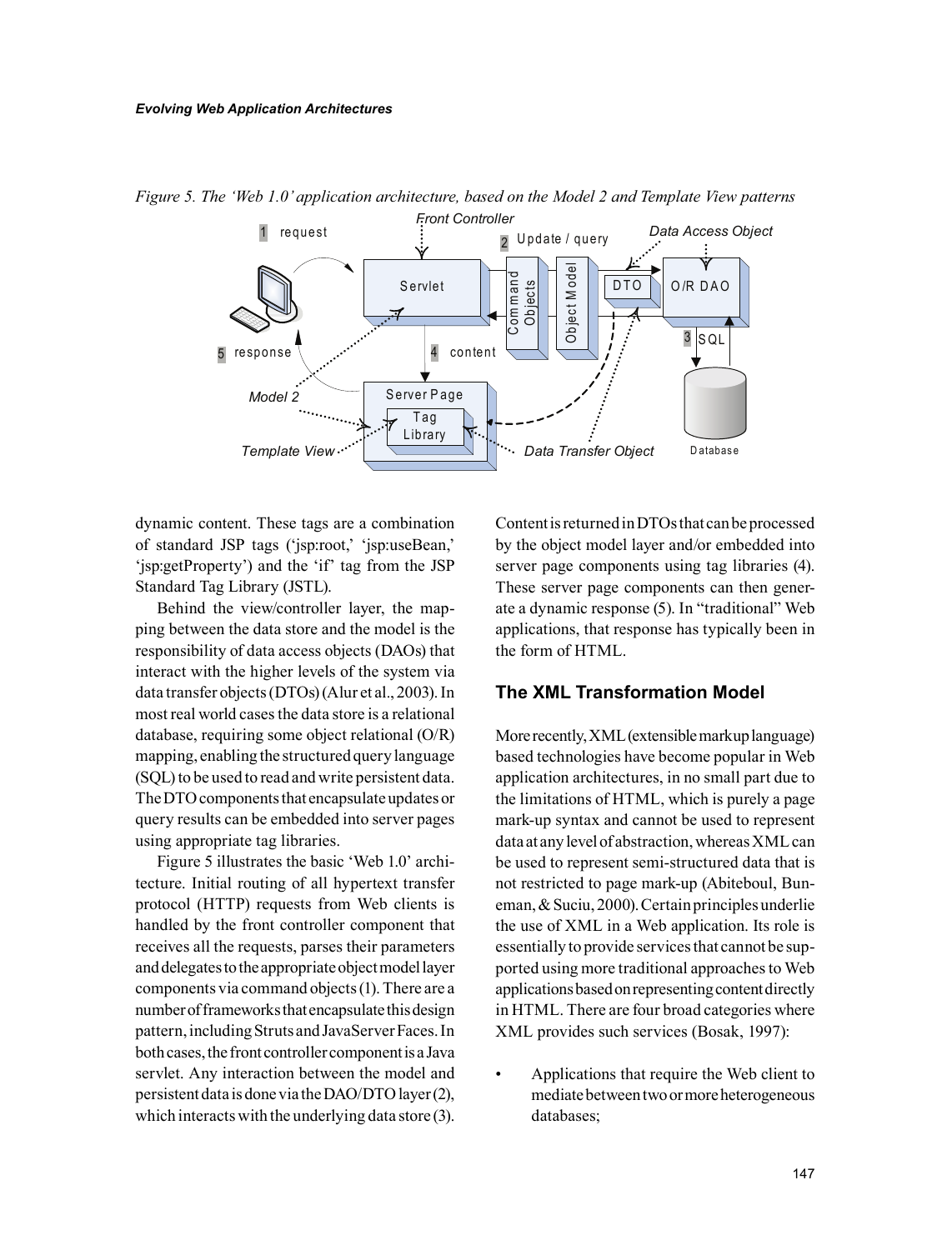Figure 5. The 'Web 1.0' application architecture, based on the Model 2 and Template View patterns

dynamic content. These tags are a combination of standard JSP tags ('jsp:root,' 'jsp:useBean,' 'jsp:getProperty') and the 'if' tag from the JSP Standard Tag Library (JSTL).

Behind the view/controller layer, the mapping between the data store and the model is the responsibility of data access objects (DAOs) that interact with the higher levels of the system via data transfer objects (DTOs) (Alur et al., 2003). In most real world cases the data store is a relational database, requiring some object relational (O/R) mapping, enabling the structured query language (SQL) to be used to read and write persistent data. The DTO components that encapsulate updates or query results can be embedded into server pages using appropriate tag libraries.

Figure 5 illustrates the basic 'Web 1.0' architecture. Initial routing of all hypertext transfer protocol (HTTP) requests from Web clients is handled by the front controller component that receives all the requests, parses their parameters and delegates to the appropriate object model layer components via command objects (1). There are a number of frameworks that encapsulate this design pattern, including Struts and JavaServer Faces. In both cases, the front controller component is a Java servlet. Any interaction between the model and persistent data is done via the DAO/DTO layer (2), which interacts with the underlying data store (3). Content is returned in DTOs that can be processed by the object model layer and/or embedded into server page components using tag libraries (4). These server page components can then generate a dynamic response (5). In "traditional" Web applications, that response has typically been in the form of HTML.

## The XML Transformation Model

More recently, XML (extensible markup language) based technologies have become popular in Web application architectures, in no small part due to the limitations of HTML, which is purely a page mark-up syntax and cannot be used to represent data at any level of abstraction, whereas XML can be used to represent semi-structured data that is not restricted to page mark-up (Abiteboul, Buneman, & Suciu, 2000). Certain principles underlie the use of XML in a Web application. Its role is essentially to provide services that cannot be supported using more traditional approaches to Web applications based on representing content directly in HTML. There are four broad categories where XML provides such services (Bosak, 1997):

- Applications that require the Web client to mediate between two or more heterogeneous databases;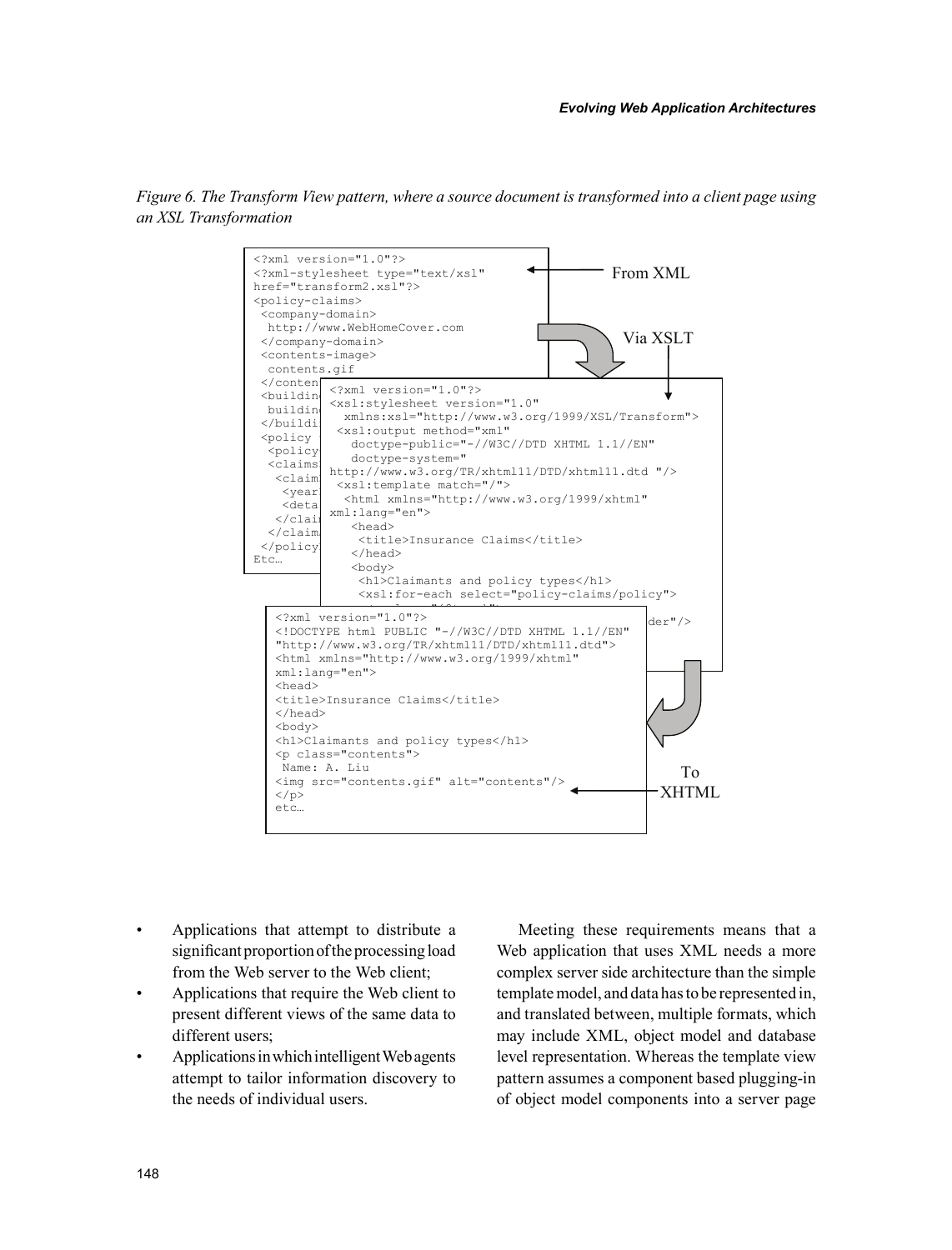*Figure 6. The Transform View pattern, where a source document is transformed into a client page using an XSL Transformation*

From XML

```
<?xml version="1.0"?>
<?xml-stylesheet type="text/xsl"
href="transform2.xsl"?>
<policy-claims>
 <company-domain>
  http://www.WebHomeCover.com
 </company-domain>
 <contents-image>
  contents.gif
 </conten
 <buildin
  buildin
 </buildi
 <policy
  <policy
  <claims
   <claim
    <year
    <deta
   </clai
  </claim
 </policy
Etc…
```

Via XSLT

```
<?xml version="1.0"?>
<xsl:stylesheet version="1.0"
  xmlns:xsl="http://www.w3.org/1999/XSL/Transform">
 <xsl:output method="xml"
   doctype-public="-//W3C//DTD XHTML 1.1//EN"
   doctype-system="
http://www.w3.org/TR/xhtml11/DTD/xhtml11.dtd "/>
 <xsl:template match="/">
  <html xmlns="http://www.w3.org/1999/xhtml"
xml:lang="en">
   <head>
    <title>Insurance Claims</title>
   </head>
   <body>
    <h1>Claimants and policy types</h1>
    <xsl:for-each select="policy-claims/policy">
                                          der"/>
```

To XHTML

```
<?xml version="1.0"?>
<!DOCTYPE html PUBLIC "-//W3C//DTD XHTML 1.1//EN"
"http://www.w3.org/TR/xhtml11/DTD/xhtml11.dtd">
<html xmlns="http://www.w3.org/1999/xhtml"
xml:lang="en">
<head>
<title>Insurance Claims</title>
</head>
<body>
<h1>Claimants and policy types</h1>
<p class="contents">
 Name: A. Liu
<img src="contents.gif" alt="contents"/>
</p>
etc…
```

- Applications that attempt to distribute a significant proportion of the processing load from the Web server to the Web client;
- Applications that require the Web client to present different views of the same data to different users;
- Applications in which intelligent Web agents attempt to tailor information discovery to the needs of individual users.

Meeting these requirements means that a Web application that uses XML needs a more complex server side architecture than the simple template model, and data has to be represented in, and translated between, multiple formats, which may include XML, object model and database level representation. Whereas the template view pattern assumes a component based plugging-in of object model components into a server page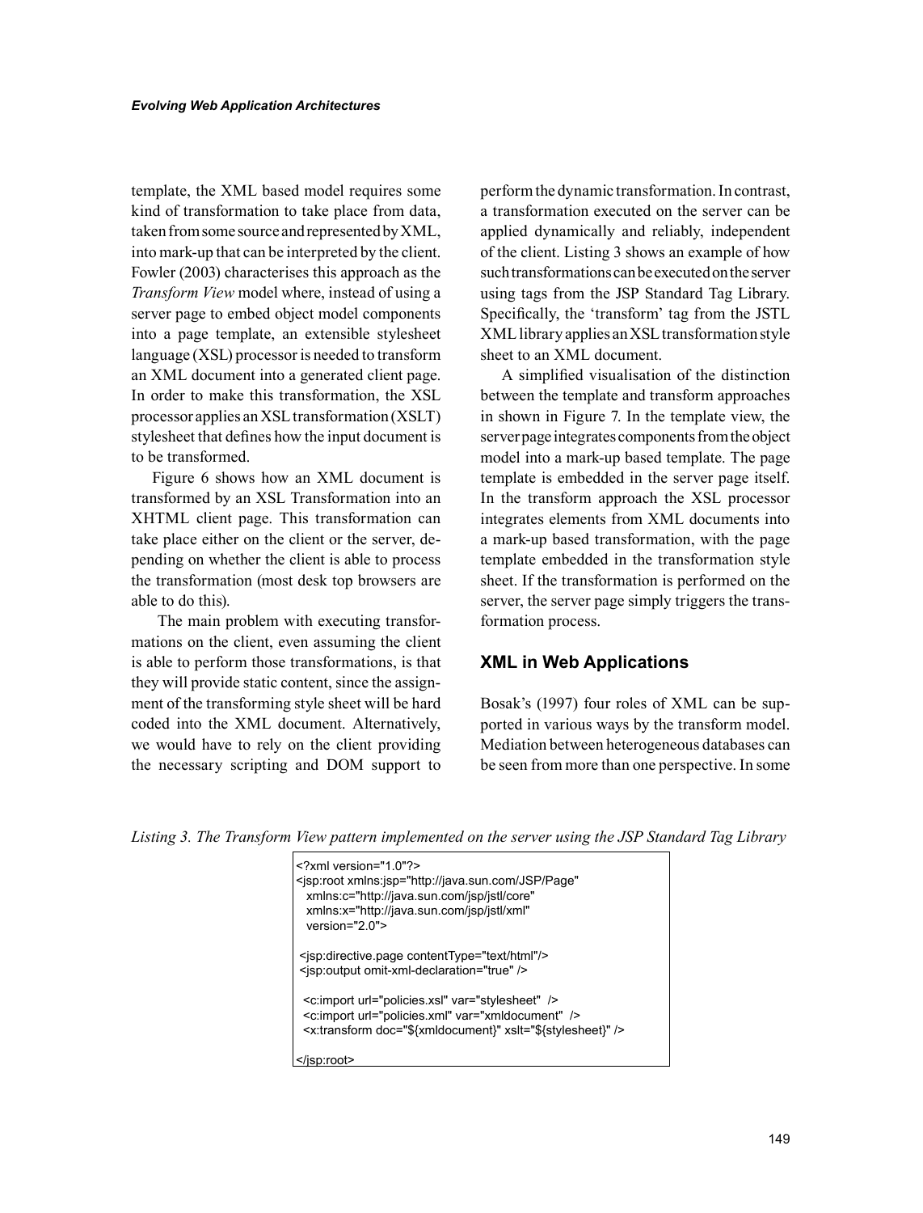template, the XML based model requires some kind of transformation to take place from data, taken from some source and represented by XML, into mark-up that can be interpreted by the client. Fowler (2003) characterises this approach as the *Transform View* model where, instead of using a server page to embed object model components into a page template, an extensible stylesheet language (XSL) processor is needed to transform an XML document into a generated client page. In order to make this transformation, the XSL processor applies an XSL transformation (XSLT) stylesheet that defines how the input document is to be transformed.

Figure 6 shows how an XML document is transformed by an XSL Transformation into an XHTML client page. This transformation can take place either on the client or the server, depending on whether the client is able to process the transformation (most desk top browsers are able to do this).

The main problem with executing transformations on the client, even assuming the client is able to perform those transformations, is that they will provide static content, since the assignment of the transforming style sheet will be hard coded into the XML document. Alternatively, we would have to rely on the client providing the necessary scripting and DOM support to perform the dynamic transformation. In contrast, a transformation executed on the server can be applied dynamically and reliably, independent of the client. Listing 3 shows an example of how such transformations can be executed on the server using tags from the JSP Standard Tag Library. Specifically, the 'transform' tag from the JSTL XML library applies an XSL transformation style sheet to an XML document.

A simplified visualisation of the distinction between the template and transform approaches in shown in Figure 7. In the template view, the server page integrates components from the object model into a mark-up based template. The page template is embedded in the server page itself. In the transform approach the XSL processor integrates elements from XML documents into a mark-up based transformation, with the page template embedded in the transformation style sheet. If the transformation is performed on the server, the server page simply triggers the transformation process.

## XML in Web Applications

Bosak's (1997) four roles of XML can be supported in various ways by the transform model. Mediation between heterogeneous databases can be seen from more than one perspective. In some

*Listing 3. The Transform View pattern implemented on the server using the JSP Standard Tag Library*

```
<?xml version="1.0"?>
<jsp:root xmlns:jsp="http://java.sun.com/JSP/Page"
  xmlns:c="http://java.sun.com/jsp/jstl/core"
  xmlns:x="http://java.sun.com/jsp/jstl/xml"
  version="2.0">

 <jsp:directive.page contentType="text/html"/>
 <jsp:output omit-xml-declaration="true" />

  <c:import url="policies.xsl" var="stylesheet"  />
  <c:import url="policies.xml" var="xmldocument"  />
  <x:transform doc="${xmldocument}" xslt="${stylesheet}" />

</jsp:root>
```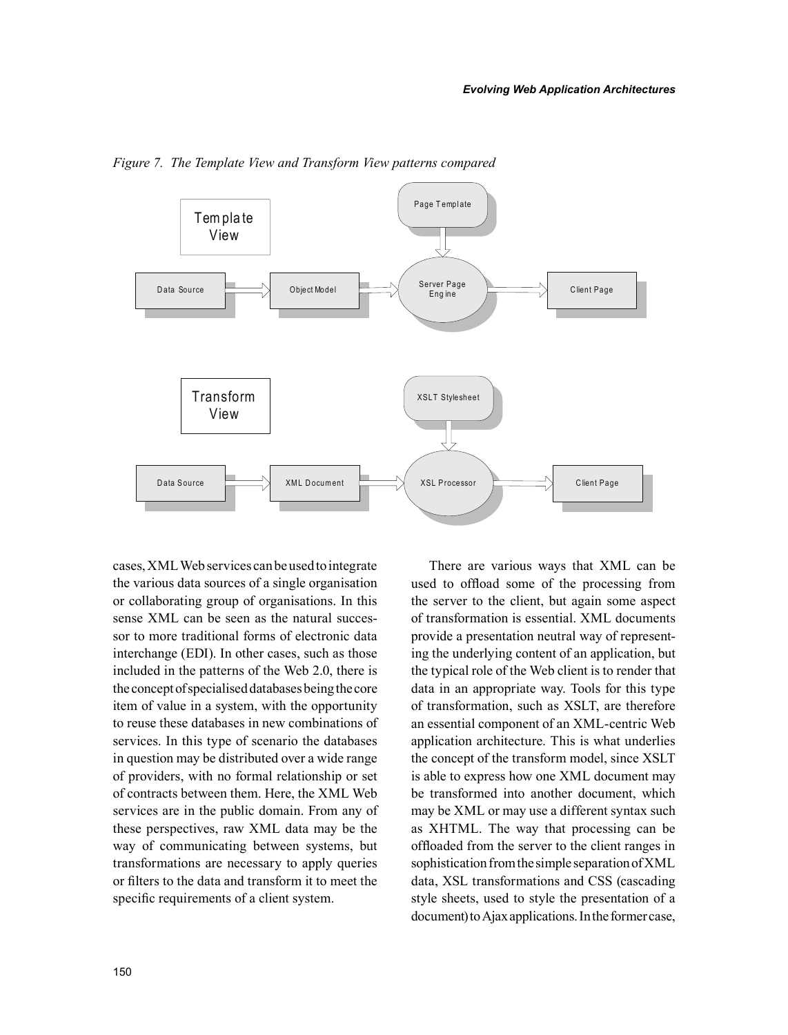*Figure 7. The Template View and Transform View patterns compared*

Template View

Page Template

Data Source

Object Model

Server Page Engine

Client Page

Transform View

XSLT Stylesheet

Data Source

XML Document

XSL Processor

Client Page

cases, XML Web services can be used to integrate the various data sources of a single organisation or collaborating group of organisations. In this sense XML can be seen as the natural successor to more traditional forms of electronic data interchange (EDI). In other cases, such as those included in the patterns of the Web 2.0, there is the concept of specialised databases being the core item of value in a system, with the opportunity to reuse these databases in new combinations of services. In this type of scenario the databases in question may be distributed over a wide range of providers, with no formal relationship or set of contracts between them. Here, the XML Web services are in the public domain. From any of these perspectives, raw XML data may be the way of communicating between systems, but transformations are necessary to apply queries or filters to the data and transform it to meet the specific requirements of a client system.

There are various ways that XML can be used to offload some of the processing from the server to the client, but again some aspect of transformation is essential. XML documents provide a presentation neutral way of representing the underlying content of an application, but the typical role of the Web client is to render that data in an appropriate way. Tools for this type of transformation, such as XSLT, are therefore an essential component of an XML-centric Web application architecture. This is what underlies the concept of the transform model, since XSLT is able to express how one XML document may be transformed into another document, which may be XML or may use a different syntax such as XHTML. The way that processing can be offloaded from the server to the client ranges in sophistication from the simple separation of XML data, XSL transformations and CSS (cascading style sheets, used to style the presentation of a document) to Ajax applications. In the former case,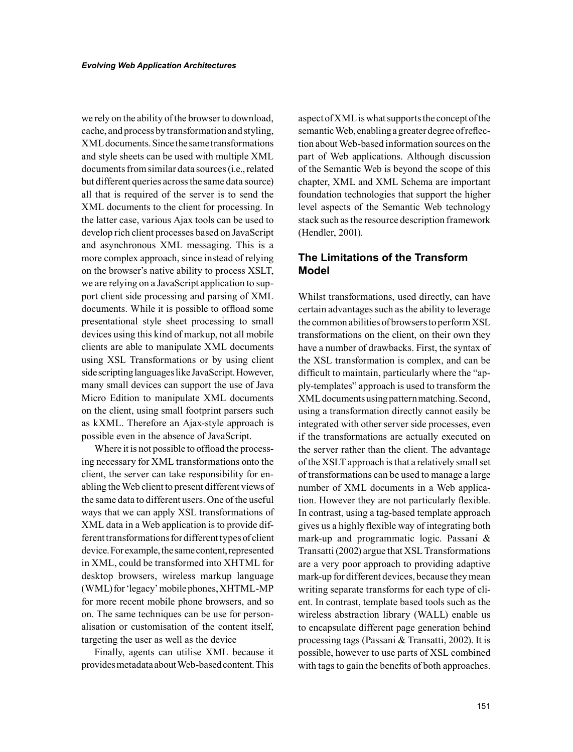we rely on the ability of the browser to download, cache, and process by transformation and styling, XML documents. Since the same transformations and style sheets can be used with multiple XML documents from similar data sources (i.e., related but different queries across the same data source) all that is required of the server is to send the XML documents to the client for processing. In the latter case, various Ajax tools can be used to develop rich client processes based on JavaScript and asynchronous XML messaging. This is a more complex approach, since instead of relying on the browser's native ability to process XSLT, we are relying on a JavaScript application to support client side processing and parsing of XML documents. While it is possible to offload some presentational style sheet processing to small devices using this kind of markup, not all mobile clients are able to manipulate XML documents using XSL Transformations or by using client side scripting languages like JavaScript. However, many small devices can support the use of Java Micro Edition to manipulate XML documents on the client, using small footprint parsers such as kXML. Therefore an Ajax-style approach is possible even in the absence of JavaScript.

Where it is not possible to offload the processing necessary for XML transformations onto the client, the server can take responsibility for enabling the Web client to present different views of the same data to different users. One of the useful ways that we can apply XSL transformations of XML data in a Web application is to provide different transformations for different types of client device. For example, the same content, represented in XML, could be transformed into XHTML for desktop browsers, wireless markup language (WML) for 'legacy' mobile phones, XHTML-MP for more recent mobile phone browsers, and so on. The same techniques can be use for personalisation or customisation of the content itself, targeting the user as well as the device

Finally, agents can utilise XML because it provides metadata about Web-based content. This aspect of XML is what supports the concept of the semantic Web, enabling a greater degree of reflection about Web-based information sources on the part of Web applications. Although discussion of the Semantic Web is beyond the scope of this chapter, XML and XML Schema are important foundation technologies that support the higher level aspects of the Semantic Web technology stack such as the resource description framework (Hendler, 2001).

## The Limitations of the Transform Model

Whilst transformations, used directly, can have certain advantages such as the ability to leverage the common abilities of browsers to perform XSL transformations on the client, on their own they have a number of drawbacks. First, the syntax of the XSL transformation is complex, and can be difficult to maintain, particularly where the "apply-templates" approach is used to transform the XML documents using pattern matching. Second, using a transformation directly cannot easily be integrated with other server side processes, even if the transformations are actually executed on the server rather than the client. The advantage of the XSLT approach is that a relatively small set of transformations can be used to manage a large number of XML documents in a Web application. However they are not particularly flexible. In contrast, using a tag-based template approach gives us a highly flexible way of integrating both mark-up and programmatic logic. Passani & Transatti (2002) argue that XSL Transformations are a very poor approach to providing adaptive mark-up for different devices, because they mean writing separate transforms for each type of client. In contrast, template based tools such as the wireless abstraction library (WALL) enable us to encapsulate different page generation behind processing tags (Passani & Transatti, 2002). It is possible, however to use parts of XSL combined with tags to gain the benefits of both approaches.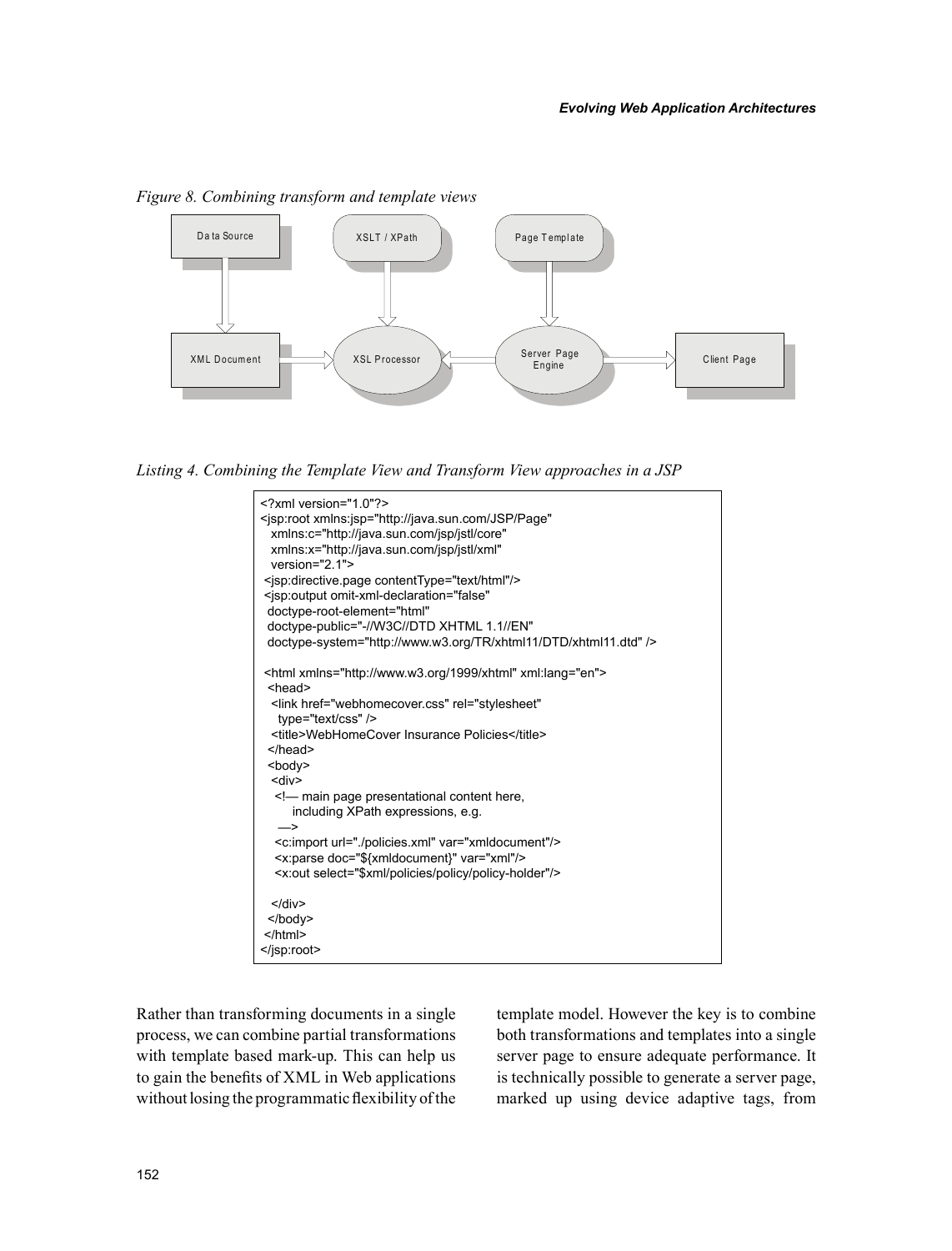*Figure 8. Combining transform and template views*

*Listing 4. Combining the Template View and Transform View approaches in a JSP*

```
<?xml version="1.0"?>
<jsp:root xmlns:jsp="http://java.sun.com/JSP/Page"
  xmlns:c="http://java.sun.com/jsp/jstl/core"
  xmlns:x="http://java.sun.com/jsp/jstl/xml"
  version="2.1">
 <jsp:directive.page contentType="text/html"/>
 <jsp:output omit-xml-declaration="false"
  doctype-root-element="html"
  doctype-public="-//W3C//DTD XHTML 1.1//EN"
  doctype-system="http://www.w3.org/TR/xhtml11/DTD/xhtml11.dtd" />

 <html xmlns="http://www.w3.org/1999/xhtml" xml:lang="en">
  <head>
   <link href="webhomecover.css" rel="stylesheet"
    type="text/css" />
   <title>WebHomeCover Insurance Policies</title>
  </head>
  <body>
   <div>
    <!— main page presentational content here,
        including XPath expressions, e.g.
     —>
    <c:import url="./policies.xml" var="xmldocument"/>
    <x:parse doc="${xmldocument}" var="xml"/>
    <x:out select="$xml/policies/policy/policy-holder"/>

   </div>
  </body>
 </html>
</jsp:root>
```

Rather than transforming documents in a single process, we can combine partial transformations with template based mark-up. This can help us to gain the benefits of XML in Web applications without losing the programmatic flexibility of the template model. However the key is to combine both transformations and templates into a single server page to ensure adequate performance. It is technically possible to generate a server page, marked up using device adaptive tags, from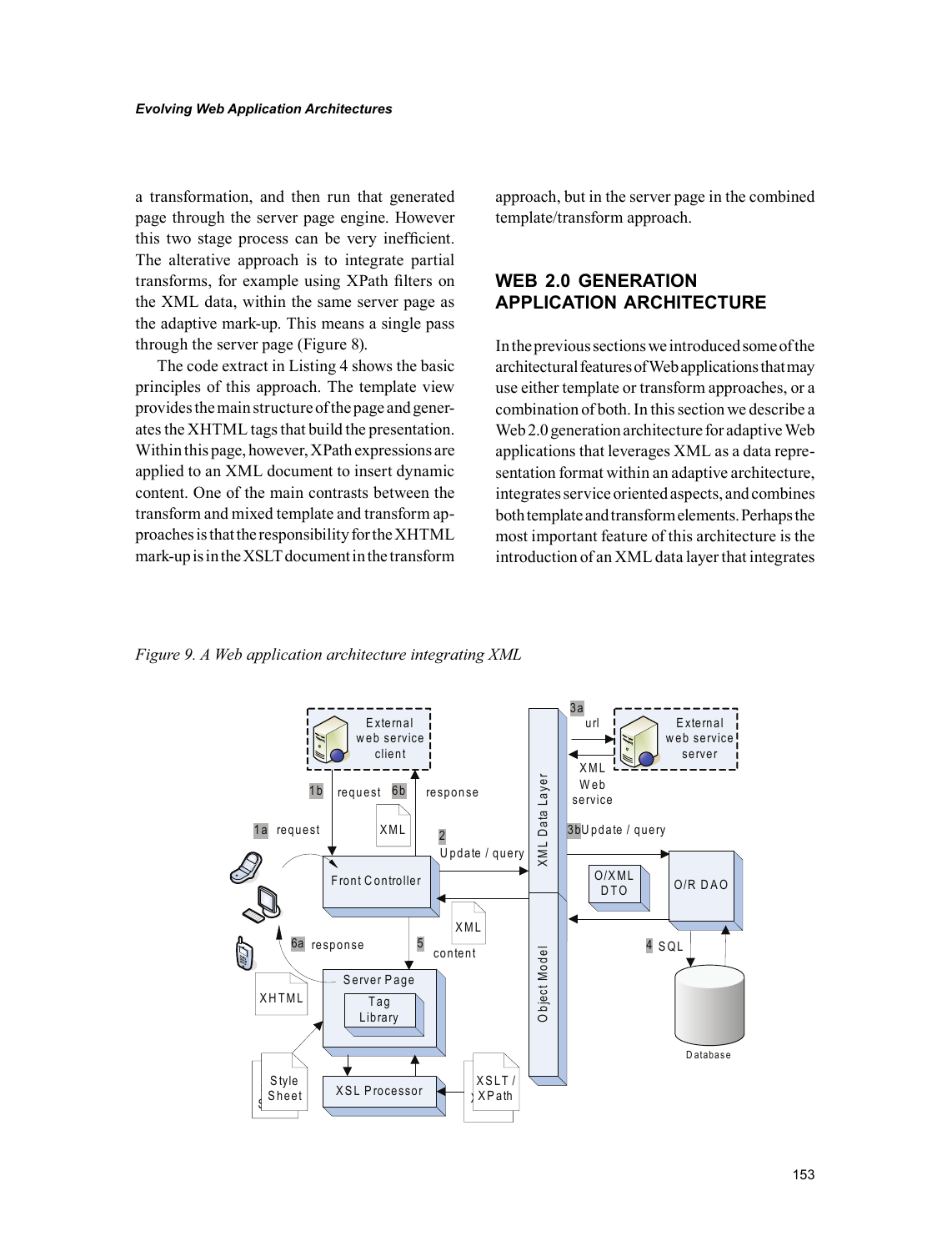a transformation, and then run that generated page through the server page engine. However this two stage process can be very inefficient. The alterative approach is to integrate partial transforms, for example using XPath filters on the XML data, within the same server page as the adaptive mark-up. This means a single pass through the server page (Figure 8).

The code extract in Listing 4 shows the basic principles of this approach. The template view provides the main structure of the page and generates the XHTML tags that build the presentation. Within this page, however, XPath expressions are applied to an XML document to insert dynamic content. One of the main contrasts between the transform and mixed template and transform approaches is that the responsibility for the XHTML mark-up is in the XSLT document in the transform approach, but in the server page in the combined template/transform approach.

## WEB 2.0 GENERATION APPLICATION ARCHITECTURE

In the previous sections we introduced some of the architectural features of Web applications that may use either template or transform approaches, or a combination of both. In this section we describe a Web 2.0 generation architecture for adaptive Web applications that leverages XML as a data representation format within an adaptive architecture, integrates service oriented aspects, and combines both template and transform elements. Perhaps the most important feature of this architecture is the introduction of an XML data layer that integrates

*Figure 9. A Web application architecture integrating XML*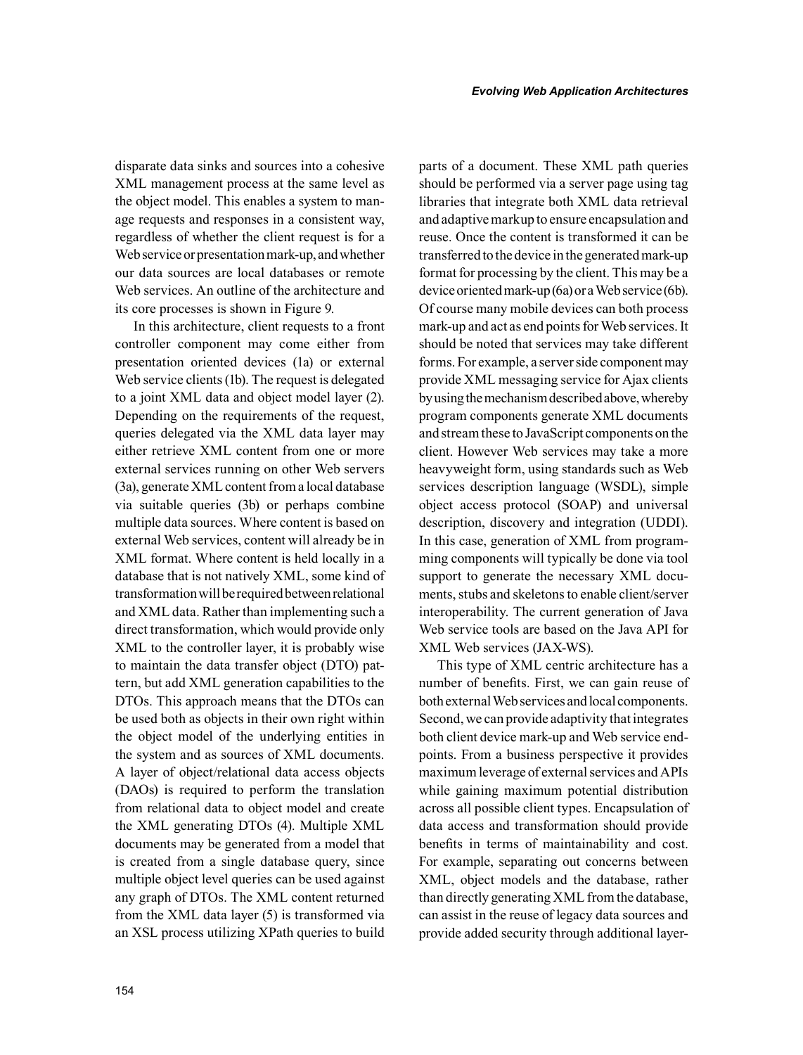disparate data sinks and sources into a cohesive XML management process at the same level as the object model. This enables a system to manage requests and responses in a consistent way, regardless of whether the client request is for a Web service or presentation mark-up, and whether our data sources are local databases or remote Web services. An outline of the architecture and its core processes is shown in Figure 9.

In this architecture, client requests to a front controller component may come either from presentation oriented devices (1a) or external Web service clients (1b). The request is delegated to a joint XML data and object model layer (2). Depending on the requirements of the request, queries delegated via the XML data layer may either retrieve XML content from one or more external services running on other Web servers (3a), generate XML content from a local database via suitable queries (3b) or perhaps combine multiple data sources. Where content is based on external Web services, content will already be in XML format. Where content is held locally in a database that is not natively XML, some kind of transformation will be required between relational and XML data. Rather than implementing such a direct transformation, which would provide only XML to the controller layer, it is probably wise to maintain the data transfer object (DTO) pattern, but add XML generation capabilities to the DTOs. This approach means that the DTOs can be used both as objects in their own right within the object model of the underlying entities in the system and as sources of XML documents. A layer of object/relational data access objects (DAOs) is required to perform the translation from relational data to object model and create the XML generating DTOs (4). Multiple XML documents may be generated from a model that is created from a single database query, since multiple object level queries can be used against any graph of DTOs. The XML content returned from the XML data layer (5) is transformed via an XSL process utilizing XPath queries to build parts of a document. These XML path queries should be performed via a server page using tag libraries that integrate both XML data retrieval and adaptive markup to ensure encapsulation and reuse. Once the content is transformed it can be transferred to the device in the generated mark-up format for processing by the client. This may be a device oriented mark-up (6a) or a Web service (6b). Of course many mobile devices can both process mark-up and act as end points for Web services. It should be noted that services may take different forms. For example, a server side component may provide XML messaging service for Ajax clients by using the mechanism described above, whereby program components generate XML documents and stream these to JavaScript components on the client. However Web services may take a more heavyweight form, using standards such as Web services description language (WSDL), simple object access protocol (SOAP) and universal description, discovery and integration (UDDI). In this case, generation of XML from programming components will typically be done via tool support to generate the necessary XML documents, stubs and skeletons to enable client/server interoperability. The current generation of Java Web service tools are based on the Java API for XML Web services (JAX-WS).

This type of XML centric architecture has a number of benefits. First, we can gain reuse of both external Web services and local components. Second, we can provide adaptivity that integrates both client device mark-up and Web service endpoints. From a business perspective it provides maximum leverage of external services and APIs while gaining maximum potential distribution across all possible client types. Encapsulation of data access and transformation should provide benefits in terms of maintainability and cost. For example, separating out concerns between XML, object models and the database, rather than directly generating XML from the database, can assist in the reuse of legacy data sources and provide added security through additional layer-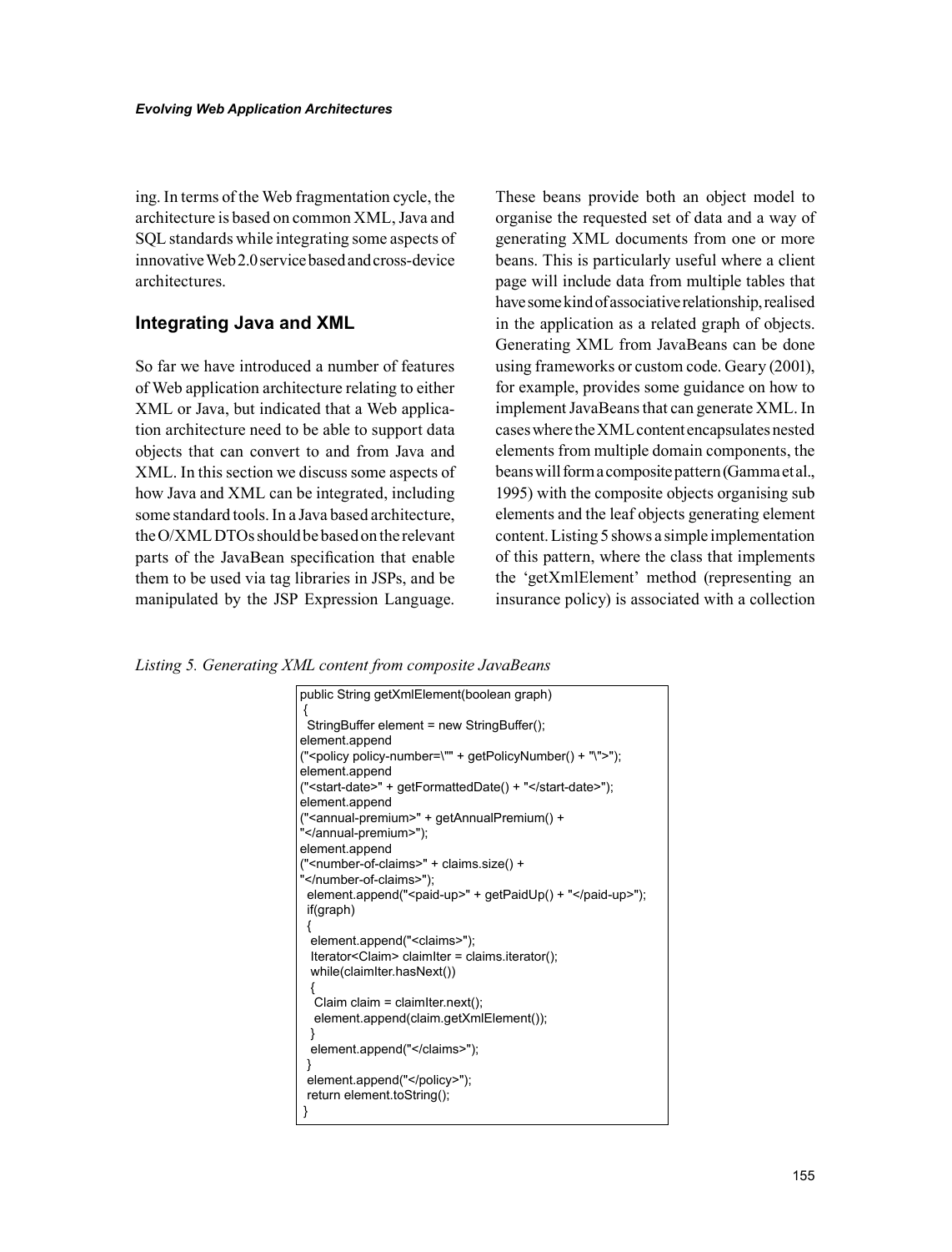ing. In terms of the Web fragmentation cycle, the architecture is based on common XML, Java and SQL standards while integrating some aspects of innovative Web 2.0 service based and cross-device architectures.

## Integrating Java and XML

So far we have introduced a number of features of Web application architecture relating to either XML or Java, but indicated that a Web application architecture need to be able to support data objects that can convert to and from Java and XML. In this section we discuss some aspects of how Java and XML can be integrated, including some standard tools. In a Java based architecture, the O/XML DTOs should be based on the relevant parts of the JavaBean specification that enable them to be used via tag libraries in JSPs, and be manipulated by the JSP Expression Language. These beans provide both an object model to organise the requested set of data and a way of generating XML documents from one or more beans. This is particularly useful where a client page will include data from multiple tables that have some kind of associative relationship, realised in the application as a related graph of objects. Generating XML from JavaBeans can be done using frameworks or custom code. Geary (2001), for example, provides some guidance on how to implement JavaBeans that can generate XML. In cases where the XML content encapsulates nested elements from multiple domain components, the beans will form a composite pattern (Gamma et al., 1995) with the composite objects organising sub elements and the leaf objects generating element content. Listing 5 shows a simple implementation of this pattern, where the class that implements the 'getXmlElement' method (representing an insurance policy) is associated with a collection

*Listing 5. Generating XML content from composite JavaBeans*

```
public String getXmlElement(boolean graph)
 {
  StringBuffer element = new StringBuffer();
element.append
("<policy policy-number=\"" + getPolicyNumber() + "\">");
element.append
("<start-date>" + getFormattedDate() + "</start-date>");
element.append
("<annual-premium>" + getAnnualPremium() +
"</annual-premium>");
element.append
("<number-of-claims>" + claims.size() +
"</number-of-claims>");
  element.append("<paid-up>" + getPaidUp() + "</paid-up>");
  if(graph)
  {
   element.append("<claims>");
   Iterator<Claim> claimIter = claims.iterator();
   while(claimIter.hasNext())
   {
    Claim claim = claimIter.next();
    element.append(claim.getXmlElement());
   }
   element.append("</claims>");
  }
  element.append("</policy>");
  return element.toString();
 }
```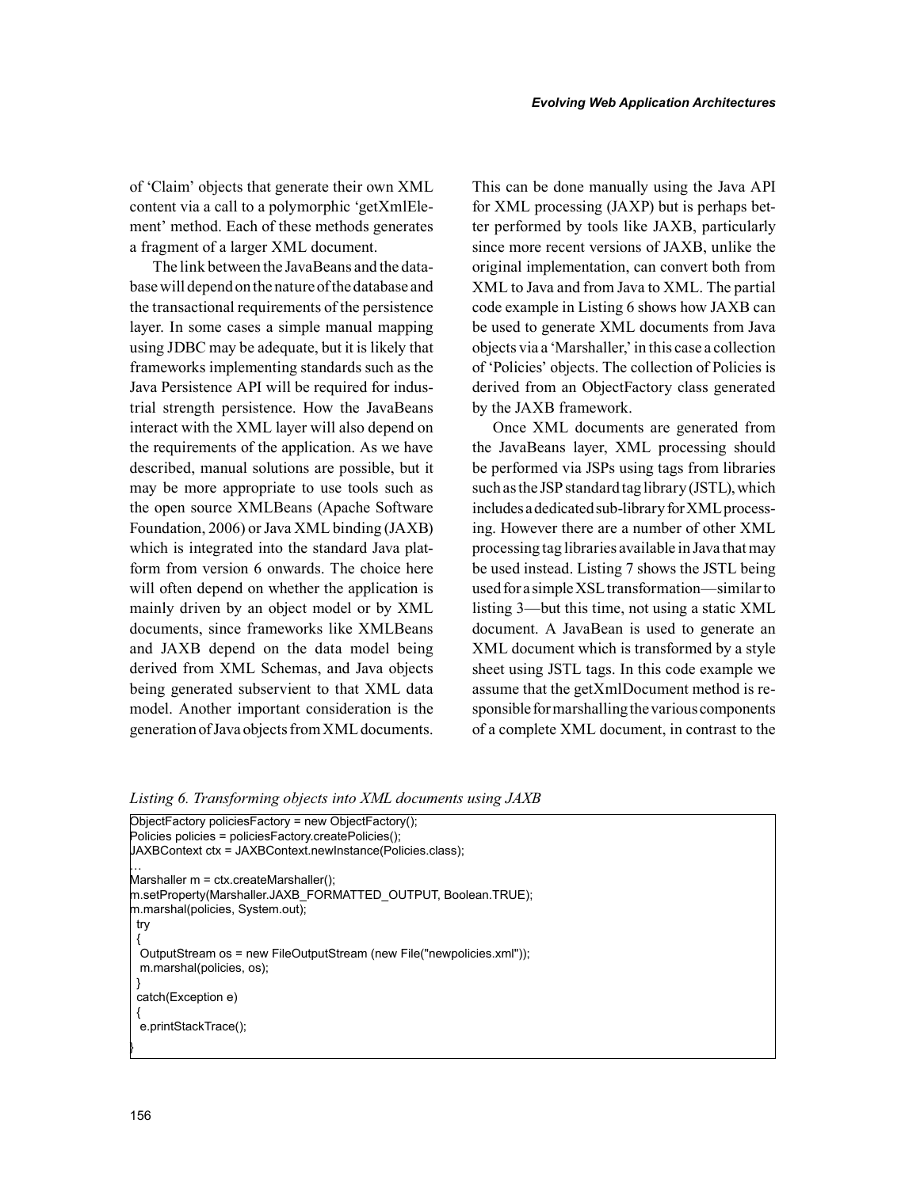of 'Claim' objects that generate their own XML content via a call to a polymorphic 'getXmlElement' method. Each of these methods generates a fragment of a larger XML document.

The link between the JavaBeans and the database will depend on the nature of the database and the transactional requirements of the persistence layer. In some cases a simple manual mapping using JDBC may be adequate, but it is likely that frameworks implementing standards such as the Java Persistence API will be required for industrial strength persistence. How the JavaBeans interact with the XML layer will also depend on the requirements of the application. As we have described, manual solutions are possible, but it may be more appropriate to use tools such as the open source XMLBeans (Apache Software Foundation, 2006) or Java XML binding (JAXB) which is integrated into the standard Java platform from version 6 onwards. The choice here will often depend on whether the application is mainly driven by an object model or by XML documents, since frameworks like XMLBeans and JAXB depend on the data model being derived from XML Schemas, and Java objects being generated subservient to that XML data model. Another important consideration is the generation of Java objects from XML documents. This can be done manually using the Java API for XML processing (JAXP) but is perhaps better performed by tools like JAXB, particularly since more recent versions of JAXB, unlike the original implementation, can convert both from XML to Java and from Java to XML. The partial code example in Listing 6 shows how JAXB can be used to generate XML documents from Java objects via a 'Marshaller,' in this case a collection of 'Policies' objects. The collection of Policies is derived from an ObjectFactory class generated by the JAXB framework.

Once XML documents are generated from the JavaBeans layer, XML processing should be performed via JSPs using tags from libraries such as the JSP standard tag library (JSTL), which includes a dedicated sub-library for XML processing. However there are a number of other XML processing tag libraries available in Java that may be used instead. Listing 7 shows the JSTL being used for a simple XSL transformation—similar to listing 3—but this time, not using a static XML document. A JavaBean is used to generate an XML document which is transformed by a style sheet using JSTL tags. In this code example we assume that the getXmlDocument method is responsible for marshalling the various components of a complete XML document, in contrast to the

*Listing 6. Transforming objects into XML documents using JAXB*

```
ObjectFactory policiesFactory = new ObjectFactory();
Policies policies = policiesFactory.createPolicies();
JAXBContext ctx = JAXBContext.newInstance(Policies.class);
…
Marshaller m = ctx.createMarshaller();
m.setProperty(Marshaller.JAXB_FORMATTED_OUTPUT, Boolean.TRUE);
m.marshal(policies, System.out);
 try
 {
  OutputStream os = new FileOutputStream (new File("newpolicies.xml"));
  m.marshal(policies, os);
 }
 catch(Exception e)
 {
  e.printStackTrace();
}
```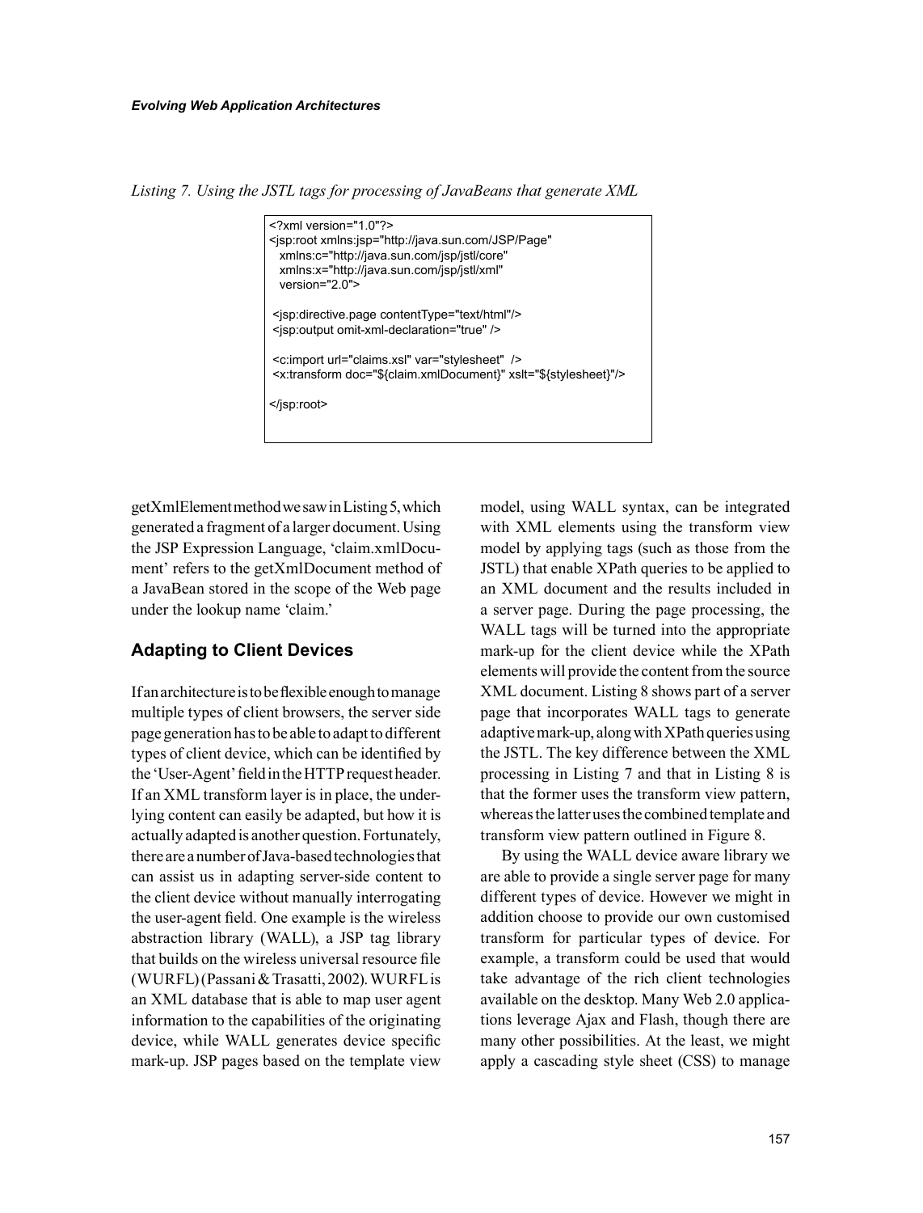*Listing 7. Using the JSTL tags for processing of JavaBeans that generate XML*

```
<?xml version="1.0"?>
<jsp:root xmlns:jsp="http://java.sun.com/JSP/Page"
  xmlns:c="http://java.sun.com/jsp/jstl/core"
  xmlns:x="http://java.sun.com/jsp/jstl/xml"
  version="2.0">

 <jsp:directive.page contentType="text/html"/>
 <jsp:output omit-xml-declaration="true" />

 <c:import url="claims.xsl" var="stylesheet"  />
 <x:transform doc="${claim.xmlDocument}" xslt="${stylesheet}"/>

</jsp:root>
```

getXmlElement method we saw in Listing 5, which generated a fragment of a larger document. Using the JSP Expression Language, 'claim.xmlDocument' refers to the getXmlDocument method of a JavaBean stored in the scope of the Web page under the lookup name 'claim.'

## Adapting to Client Devices

If an architecture is to be flexible enough to manage multiple types of client browsers, the server side page generation has to be able to adapt to different types of client device, which can be identified by the 'User-Agent' field in the HTTP request header. If an XML transform layer is in place, the underlying content can easily be adapted, but how it is actually adapted is another question. Fortunately, there are a number of Java-based technologies that can assist us in adapting server-side content to the client device without manually interrogating the user-agent field. One example is the wireless abstraction library (WALL), a JSP tag library that builds on the wireless universal resource file (WURFL) (Passani & Trasatti, 2002). WURFL is an XML database that is able to map user agent information to the capabilities of the originating device, while WALL generates device specific mark-up. JSP pages based on the template view model, using WALL syntax, can be integrated with XML elements using the transform view model by applying tags (such as those from the JSTL) that enable XPath queries to be applied to an XML document and the results included in a server page. During the page processing, the WALL tags will be turned into the appropriate mark-up for the client device while the XPath elements will provide the content from the source XML document. Listing 8 shows part of a server page that incorporates WALL tags to generate adaptive mark-up, along with XPath queries using the JSTL. The key difference between the XML processing in Listing 7 and that in Listing 8 is that the former uses the transform view pattern, whereas the latter uses the combined template and transform view pattern outlined in Figure 8.

By using the WALL device aware library we are able to provide a single server page for many different types of device. However we might in addition choose to provide our own customised transform for particular types of device. For example, a transform could be used that would take advantage of the rich client technologies available on the desktop. Many Web 2.0 applications leverage Ajax and Flash, though there are many other possibilities. At the least, we might apply a cascading style sheet (CSS) to manage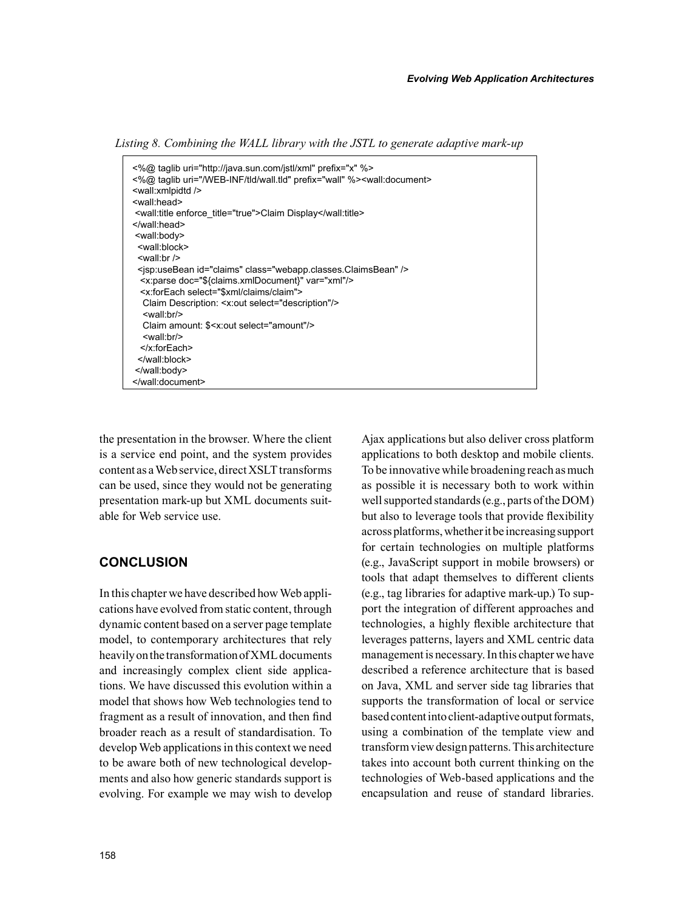*Listing 8. Combining the WALL library with the JSTL to generate adaptive mark-up*

```
<%@ taglib uri="http://java.sun.com/jstl/xml" prefix="x" %>
<%@ taglib uri="/WEB-INF/tld/wall.tld" prefix="wall" %><wall:document>
<wall:xmlpidtd />
<wall:head>
 <wall:title enforce_title="true">Claim Display</wall:title>
</wall:head>
 <wall:body>
  <wall:block>
  <wall:br />
  <jsp:useBean id="claims" class="webapp.classes.ClaimsBean" />
   <x:parse doc="${claims.xmlDocument}" var="xml"/>
   <x:forEach select="$xml/claims/claim">
    Claim Description: <x:out select="description"/>
    <wall:br/>
    Claim amount: $<x:out select="amount"/>
    <wall:br/>
   </x:forEach>
  </wall:block>
 </wall:body>
</wall:document>
```

the presentation in the browser. Where the client is a service end point, and the system provides content as a Web service, direct XSLT transforms can be used, since they would not be generating presentation mark-up but XML documents suitable for Web service use.

## CONCLUSION

In this chapter we have described how Web applications have evolved from static content, through dynamic content based on a server page template model, to contemporary architectures that rely heavily on the transformation of XML documents and increasingly complex client side applications. We have discussed this evolution within a model that shows how Web technologies tend to fragment as a result of innovation, and then find broader reach as a result of standardisation. To develop Web applications in this context we need to be aware both of new technological developments and also how generic standards support is evolving. For example we may wish to develop Ajax applications but also deliver cross platform applications to both desktop and mobile clients. To be innovative while broadening reach as much as possible it is necessary both to work within well supported standards (e.g., parts of the DOM) but also to leverage tools that provide flexibility across platforms, whether it be increasing support for certain technologies on multiple platforms (e.g., JavaScript support in mobile browsers) or tools that adapt themselves to different clients (e.g., tag libraries for adaptive mark-up.) To support the integration of different approaches and technologies, a highly flexible architecture that leverages patterns, layers and XML centric data management is necessary. In this chapter we have described a reference architecture that is based on Java, XML and server side tag libraries that supports the transformation of local or service based content into client-adaptive output formats, using a combination of the template view and transform view design patterns. This architecture takes into account both current thinking on the technologies of Web-based applications and the encapsulation and reuse of standard libraries.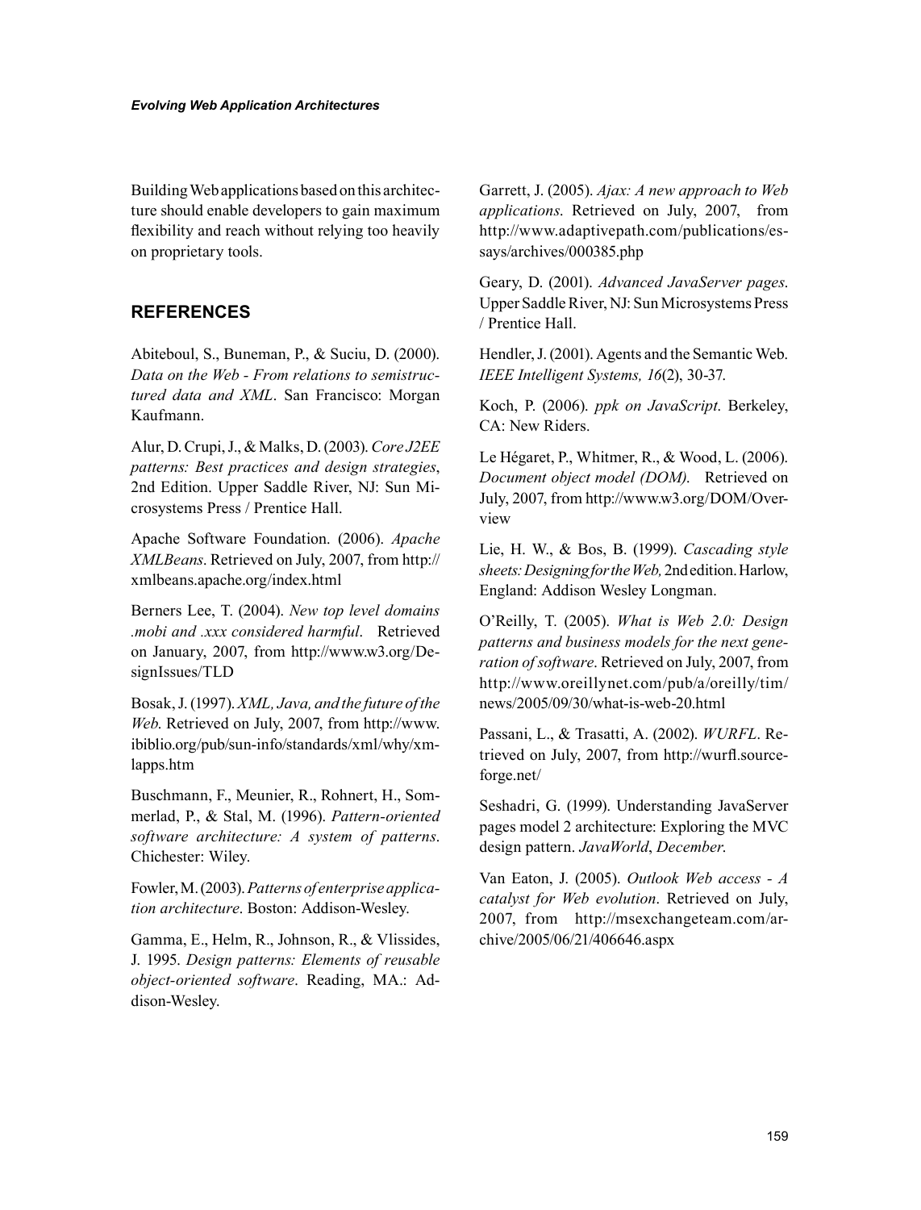Building Web applications based on this architecture should enable developers to gain maximum flexibility and reach without relying too heavily on proprietary tools.

## REFERENCES

Abiteboul, S., Buneman, P., & Suciu, D. (2000). *Data on the Web - From relations to semistructured data and XML*. San Francisco: Morgan Kaufmann.

Alur, D. Crupi, J., & Malks, D. (2003). *Core J2EE patterns: Best practices and design strategies*, 2nd Edition. Upper Saddle River, NJ: Sun Microsystems Press / Prentice Hall.

Apache Software Foundation. (2006). *Apache XMLBeans*. Retrieved on July, 2007, from http://xmlbeans.apache.org/index.html

Berners Lee, T. (2004). *New top level domains .mobi and .xxx considered harmful*. Retrieved on January, 2007, from http://www.w3.org/DesignIssues/TLD

Bosak, J. (1997). *XML, Java, and the future of the Web*. Retrieved on July, 2007, from http://www.ibiblio.org/pub/sun-info/standards/xml/why/xmlapps.htm

Buschmann, F., Meunier, R., Rohnert, H., Sommerlad, P., & Stal, M. (1996). *Pattern-oriented software architecture: A system of patterns*. Chichester: Wiley.

Fowler, M. (2003). *Patterns of enterprise application architecture*. Boston: Addison-Wesley.

Gamma, E., Helm, R., Johnson, R., & Vlissides, J. 1995. *Design patterns: Elements of reusable object-oriented software*. Reading, MA.: Addison-Wesley.

Garrett, J. (2005). *Ajax: A new approach to Web applications*. Retrieved on July, 2007, from http://www.adaptivepath.com/publications/essays/archives/000385.php

Geary, D. (2001). *Advanced JavaServer pages*. Upper Saddle River, NJ: Sun Microsystems Press / Prentice Hall.

Hendler, J. (2001). Agents and the Semantic Web. *IEEE Intelligent Systems, 16*(2), 30-37.

Koch, P. (2006). *ppk on JavaScript*. Berkeley, CA: New Riders.

Le Hégaret, P., Whitmer, R., & Wood, L. (2006). *Document object model (DOM).* Retrieved on July, 2007, from http://www.w3.org/DOM/Overview

Lie, H. W., & Bos, B. (1999). *Cascading style sheets: Designing for the Web,* 2nd edition. Harlow, England: Addison Wesley Longman.

O'Reilly, T. (2005). *What is Web 2.0: Design patterns and business models for the next generation of software*. Retrieved on July, 2007, from http://www.oreillynet.com/pub/a/oreilly/tim/news/2005/09/30/what-is-web-20.html

Passani, L., & Trasatti, A. (2002). *WURFL*. Retrieved on July, 2007, from http://wurfl.sourceforge.net/

Seshadri, G. (1999). Understanding JavaServer pages model 2 architecture: Exploring the MVC design pattern. *JavaWorld*, *December*.

Van Eaton, J. (2005). *Outlook Web access - A catalyst for Web evolution*. Retrieved on July, 2007, from http://msexchangeteam.com/archive/2005/06/21/406646.aspx